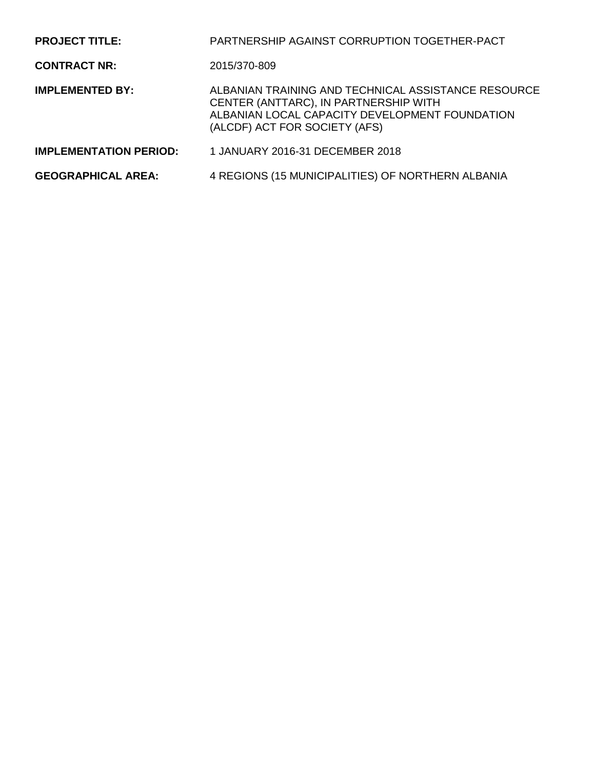| | |
|---|---|
| **PROJECT TITLE:** | PARTNERSHIP AGAINST CORRUPTION TOGETHER-PACT |
| **CONTRACT NR:** | 2015/370-809 |
| **IMPLEMENTED BY:** | ALBANIAN TRAINING AND TECHNICAL ASSISTANCE RESOURCE CENTER (ANTTARC), IN PARTNERSHIP WITH ALBANIAN LOCAL CAPACITY DEVELOPMENT FOUNDATION (ALCDF) ACT FOR SOCIETY (AFS) |
| **IMPLEMENTATION PERIOD:** | 1 JANUARY 2016-31 DECEMBER 2018 |
| **GEOGRAPHICAL AREA:** | 4 REGIONS (15 MUNICIPALITIES) OF NORTHERN ALBANIA |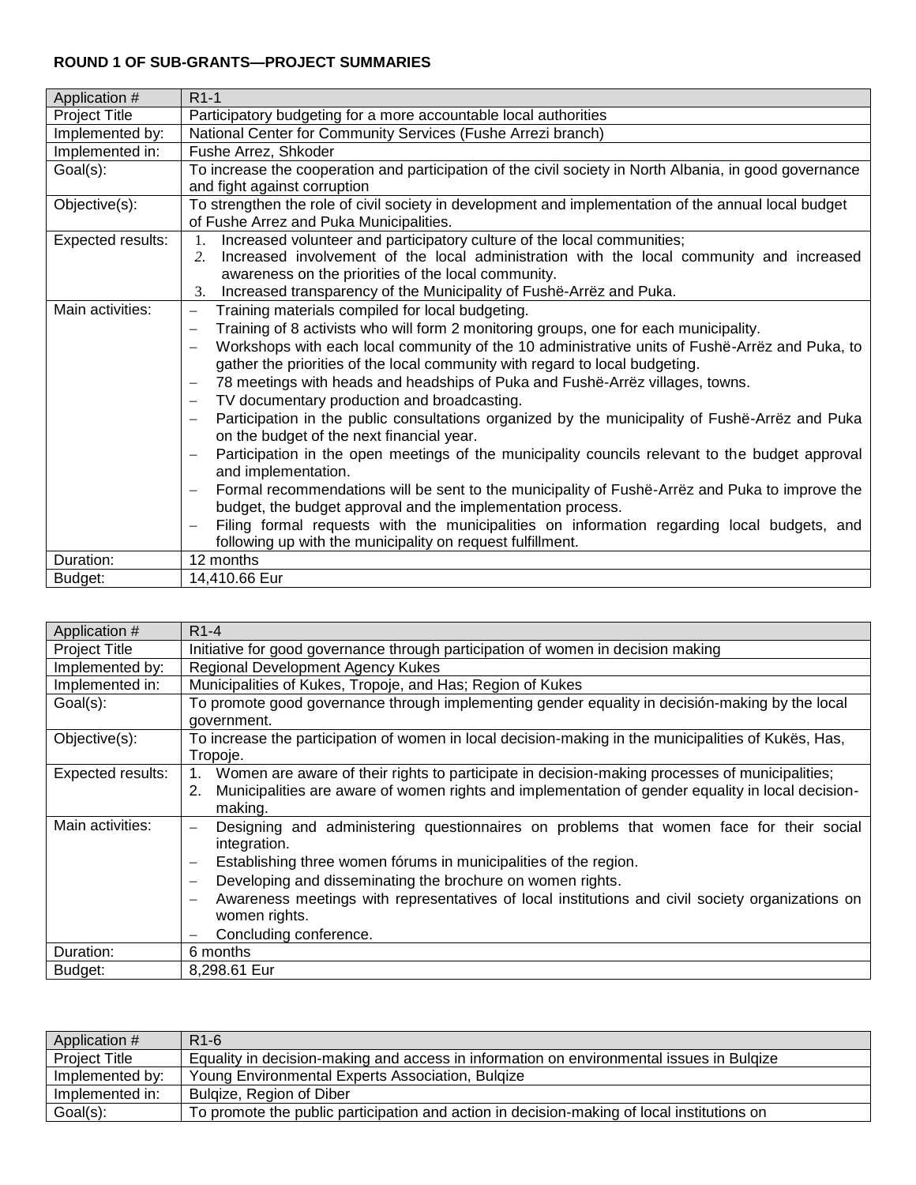**ROUND 1 OF SUB-GRANTS—PROJECT SUMMARIES**

| Application # | R1-1 |
|---|---|
| Project Title | Participatory budgeting for a more accountable local authorities |
| Implemented by: | National Center for Community Services (Fushe Arrezi branch) |
| Implemented in: | Fushe Arrez, Shkoder |
| Goal(s): | To increase the cooperation and participation of the civil society in North Albania, in good governance and fight against corruption |
| Objective(s): | To strengthen the role of civil society in development and implementation of the annual local budget of Fushe Arrez and Puka Municipalities. |
| Expected results: | 1. Increased volunteer and participatory culture of the local communities;<br>2. Increased involvement of the local administration with the local community and increased awareness on the priorities of the local community.<br>3. Increased transparency of the Municipality of Fushë-Arrëz and Puka. |
| Main activities: | – Training materials compiled for local budgeting.<br>– Training of 8 activists who will form 2 monitoring groups, one for each municipality.<br>– Workshops with each local community of the 10 administrative units of Fushë-Arrëz and Puka, to gather the priorities of the local community with regard to local budgeting.<br>– 78 meetings with heads and headships of Puka and Fushë-Arrëz villages, towns.<br>– TV documentary production and broadcasting.<br>– Participation in the public consultations organized by the municipality of Fushë-Arrëz and Puka on the budget of the next financial year.<br>– Participation in the open meetings of the municipality councils relevant to the budget approval and implementation.<br>– Formal recommendations will be sent to the municipality of Fushë-Arrëz and Puka to improve the budget, the budget approval and the implementation process.<br>– Filing formal requests with the municipalities on information regarding local budgets, and following up with the municipality on request fulfillment. |
| Duration: | 12 months |
| Budget: | 14,410.66 Eur |

| Application # | R1-4 |
|---|---|
| Project Title | Initiative for good governance through participation of women in decision making |
| Implemented by: | Regional Development Agency Kukes |
| Implemented in: | Municipalities of Kukes, Tropoje, and Has; Region of Kukes |
| Goal(s): | To promote good governance through implementing gender equality in decisión-making by the local government. |
| Objective(s): | To increase the participation of women in local decision-making in the municipalities of Kukës, Has, Tropoje. |
| Expected results: | 1. Women are aware of their rights to participate in decision-making processes of municipalities;<br>2. Municipalities are aware of women rights and implementation of gender equality in local decision-making. |
| Main activities: | – Designing and administering questionnaires on problems that women face for their social integration.<br>– Establishing three women fórums in municipalities of the region.<br>– Developing and disseminating the brochure on women rights.<br>– Awareness meetings with representatives of local institutions and civil society organizations on women rights.<br>– Concluding conference. |
| Duration: | 6 months |
| Budget: | 8,298.61 Eur |

| Application # | R1-6 |
|---|---|
| Project Title | Equality in decision-making and access in information on environmental issues in Bulqize |
| Implemented by: | Young Environmental Experts Association, Bulqize |
| Implemented in: | Bulqize, Region of Diber |
| Goal(s): | To promote the public participation and action in decision-making of local institutions on |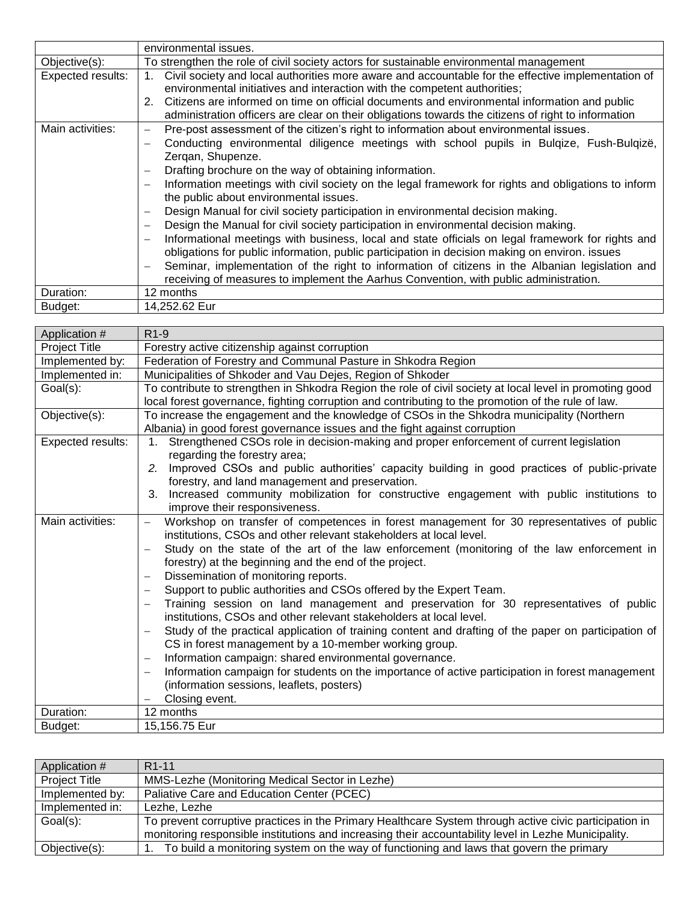| | |
|---|---|
| | environmental issues. |
| Objective(s): | To strengthen the role of civil society actors for sustainable environmental management |
| Expected results: | 1. Civil society and local authorities more aware and accountable for the effective implementation of environmental initiatives and interaction with the competent authorities;<br>2. Citizens are informed on time on official documents and environmental information and public administration officers are clear on their obligations towards the citizens of right to information |
| Main activities: | – Pre-post assessment of the citizen's right to information about environmental issues.<br>– Conducting environmental diligence meetings with school pupils in Bulqize, Fush-Bulqizë, Zerqan, Shupenze.<br>– Drafting brochure on the way of obtaining information.<br>– Information meetings with civil society on the legal framework for rights and obligations to inform the public about environmental issues.<br>– Design Manual for civil society participation in environmental decision making.<br>– Design the Manual for civil society participation in environmental decision making.<br>– Informational meetings with business, local and state officials on legal framework for rights and obligations for public information, public participation in decision making on environ. issues<br>– Seminar, implementation of the right to information of citizens in the Albanian legislation and receiving of measures to implement the Aarhus Convention, with public administration. |
| Duration: | 12 months |
| Budget: | 14,252.62 Eur |

| Application # | R1-9 |
|---|---|
| Project Title | Forestry active citizenship against corruption |
| Implemented by: | Federation of Forestry and Communal Pasture in Shkodra Region |
| Implemented in: | Municipalities of Shkoder and Vau Dejes, Region of Shkoder |
| Goal(s): | To contribute to strengthen in Shkodra Region the role of civil society at local level in promoting good local forest governance, fighting corruption and contributing to the promotion of the rule of law. |
| Objective(s): | To increase the engagement and the knowledge of CSOs in the Shkodra municipality (Northern Albania) in good forest governance issues and the fight against corruption |
| Expected results: | 1. Strengthened CSOs role in decision-making and proper enforcement of current legislation regarding the forestry area;<br>*2.* Improved CSOs and public authorities' capacity building in good practices of public-private forestry, and land management and preservation.<br>3. Increased community mobilization for constructive engagement with public institutions to improve their responsiveness. |
| Main activities: | – Workshop on transfer of competences in forest management for 30 representatives of public institutions, CSOs and other relevant stakeholders at local level.<br>– Study on the state of the art of the law enforcement (monitoring of the law enforcement in forestry) at the beginning and the end of the project.<br>– Dissemination of monitoring reports.<br>– Support to public authorities and CSOs offered by the Expert Team.<br>– Training session on land management and preservation for 30 representatives of public institutions, CSOs and other relevant stakeholders at local level.<br>– Study of the practical application of training content and drafting of the paper on participation of CS in forest management by a 10-member working group.<br>– Information campaign: shared environmental governance.<br>– Information campaign for students on the importance of active participation in forest management (information sessions, leaflets, posters)<br>– Closing event. |
| Duration: | 12 months |
| Budget: | 15,156.75 Eur |

| Application # | R1-11 |
|---|---|
| Project Title | MMS-Lezhe (Monitoring Medical Sector in Lezhe) |
| Implemented by: | Paliative Care and Education Center (PCEC) |
| Implemented in: | Lezhe, Lezhe |
| Goal(s): | To prevent corruptive practices in the Primary Healthcare System through active civic participation in monitoring responsible institutions and increasing their accountability level in Lezhe Municipality. |
| Objective(s): | 1. To build a monitoring system on the way of functioning and laws that govern the primary |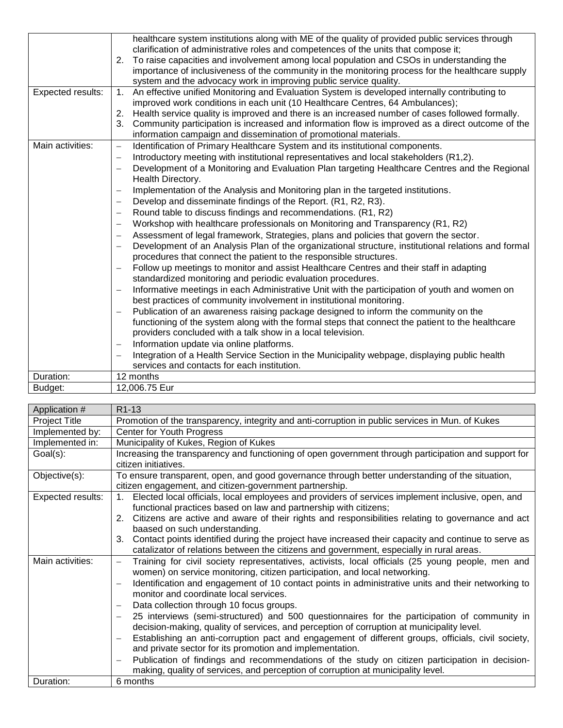| | |
|---|---|
| | healthcare system institutions along with ME of the quality of provided public services through clarification of administrative roles and competences of the units that compose it;<br>2. To raise capacities and involvement among local population and CSOs in understanding the importance of inclusiveness of the community in the monitoring process for the healthcare supply system and the advocacy work in improving public service quality. |
| Expected results: | 1. An effective unified Monitoring and Evaluation System is developed internally contributing to improved work conditions in each unit (10 Healthcare Centres, 64 Ambulances);<br>2. Health service quality is improved and there is an increased number of cases followed formally.<br>3. Community participation is increased and information flow is improved as a direct outcome of the information campaign and dissemination of promotional materials. |
| Main activities: | – Identification of Primary Healthcare System and its institutional components.<br>– Introductory meeting with institutional representatives and local stakeholders (R1,2).<br>– Development of a Monitoring and Evaluation Plan targeting Healthcare Centres and the Regional Health Directory.<br>– Implementation of the Analysis and Monitoring plan in the targeted institutions.<br>– Develop and disseminate findings of the Report. (R1, R2, R3).<br>– Round table to discuss findings and recommendations. (R1, R2)<br>– Workshop with healthcare professionals on Monitoring and Transparency (R1, R2)<br>– Assessment of legal framework, Strategies, plans and policies that govern the sector.<br>– Development of an Analysis Plan of the organizational structure, institutional relations and formal procedures that connect the patient to the responsible structures.<br>– Follow up meetings to monitor and assist Healthcare Centres and their staff in adapting standardized monitoring and periodic evaluation procedures.<br>– Informative meetings in each Administrative Unit with the participation of youth and women on best practices of community involvement in institutional monitoring.<br>– Publication of an awareness raising package designed to inform the community on the functioning of the system along with the formal steps that connect the patient to the healthcare providers concluded with a talk show in a local television.<br>– Information update via online platforms.<br>– Integration of a Health Service Section in the Municipality webpage, displaying public health services and contacts for each institution. |
| Duration: | 12 months |
| Budget: | 12,006.75 Eur |

| Application # | R1-13 |
|---|---|
| Project Title | Promotion of the transparency, integrity and anti-corruption in public services in Mun. of Kukes |
| Implemented by: | Center for Youth Progress |
| Implemented in: | Municipality of Kukes, Region of Kukes |
| Goal(s): | Increasing the transparency and functioning of open government through participation and support for citizen initiatives. |
| Objective(s): | To ensure transparent, open, and good governance through better understanding of the situation, citizen engagement, and citizen-government partnership. |
| Expected results: | 1. Elected local officials, local employees and providers of services implement inclusive, open, and functional practices based on law and partnership with citizens;<br>2. Citizens are active and aware of their rights and responsibilities relating to governance and act baased on such understanding.<br>3. Contact points identified during the project have increased their capacity and continue to serve as catalizator of relations between the citizens and government, especially in rural areas. |
| Main activities: | – Training for civil society representatives, activists, local officials (25 young people, men and women) on service monitoring, citizen participation, and local networking.<br>– Identification and engagement of 10 contact points in administrative units and their networking to monitor and coordinate local services.<br>– Data collection through 10 focus groups.<br>– 25 interviews (semi-structured) and 500 questionnaires for the participation of community in decision-making, quality of services, and perception of corruption at municipality level.<br>– Establishing an anti-corruption pact and engagement of different groups, officials, civil society, and private sector for its promotion and implementation.<br>– Publication of findings and recommendations of the study on citizen participation in decision-making, quality of services, and perception of corruption at municipality level. |
| Duration: | 6 months |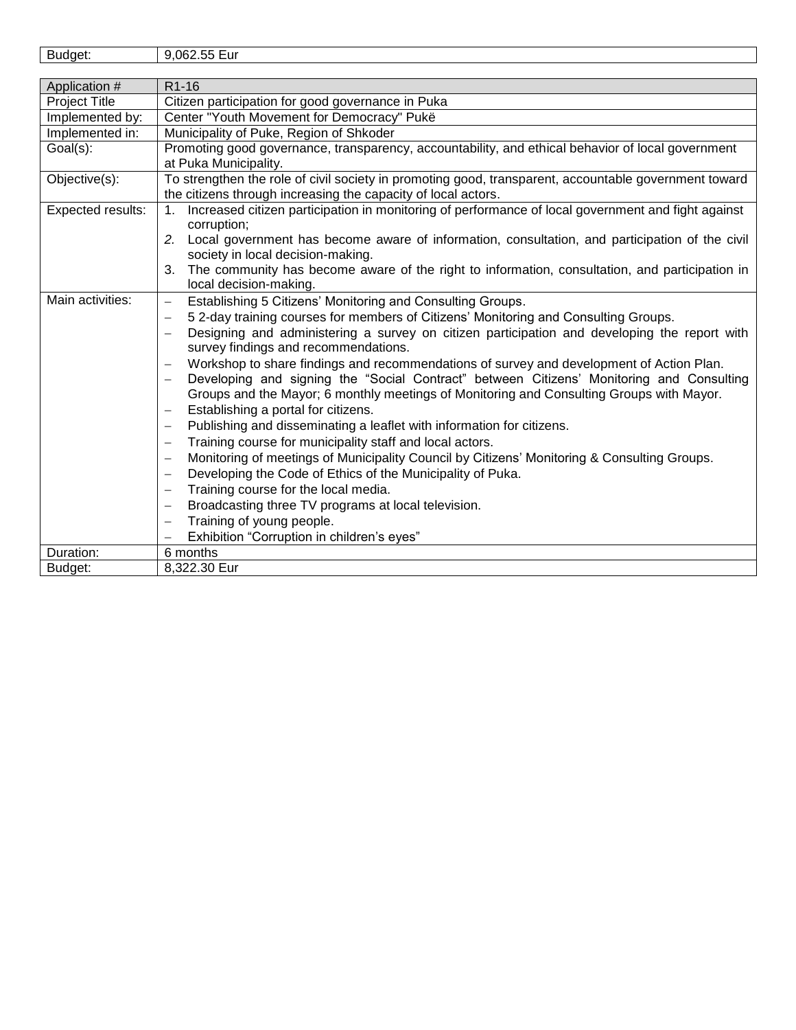| Budget: | 9,062.55 Eur |
|---|---|

| Application # | R1-16 |
|---|---|
| Project Title | Citizen participation for good governance in Puka |
| Implemented by: | Center "Youth Movement for Democracy" Pukë |
| Implemented in: | Municipality of Puke, Region of Shkoder |
| Goal(s): | Promoting good governance, transparency, accountability, and ethical behavior of local government at Puka Municipality. |
| Objective(s): | To strengthen the role of civil society in promoting good, transparent, accountable government toward the citizens through increasing the capacity of local actors. |
| Expected results: | 1. Increased citizen participation in monitoring of performance of local government and fight against corruption;<br>2. Local government has become aware of information, consultation, and participation of the civil society in local decision-making.<br>3. The community has become aware of the right to information, consultation, and participation in local decision-making. |
| Main activities: | – Establishing 5 Citizens' Monitoring and Consulting Groups.<br>– 5 2-day training courses for members of Citizens' Monitoring and Consulting Groups.<br>– Designing and administering a survey on citizen participation and developing the report with survey findings and recommendations.<br>– Workshop to share findings and recommendations of survey and development of Action Plan.<br>– Developing and signing the "Social Contract" between Citizens' Monitoring and Consulting Groups and the Mayor; 6 monthly meetings of Monitoring and Consulting Groups with Mayor.<br>– Establishing a portal for citizens.<br>– Publishing and disseminating a leaflet with information for citizens.<br>– Training course for municipality staff and local actors.<br>– Monitoring of meetings of Municipality Council by Citizens' Monitoring & Consulting Groups.<br>– Developing the Code of Ethics of the Municipality of Puka.<br>– Training course for the local media.<br>– Broadcasting three TV programs at local television.<br>– Training of young people.<br>– Exhibition "Corruption in children's eyes" |
| Duration: | 6 months |
| Budget: | 8,322.30 Eur |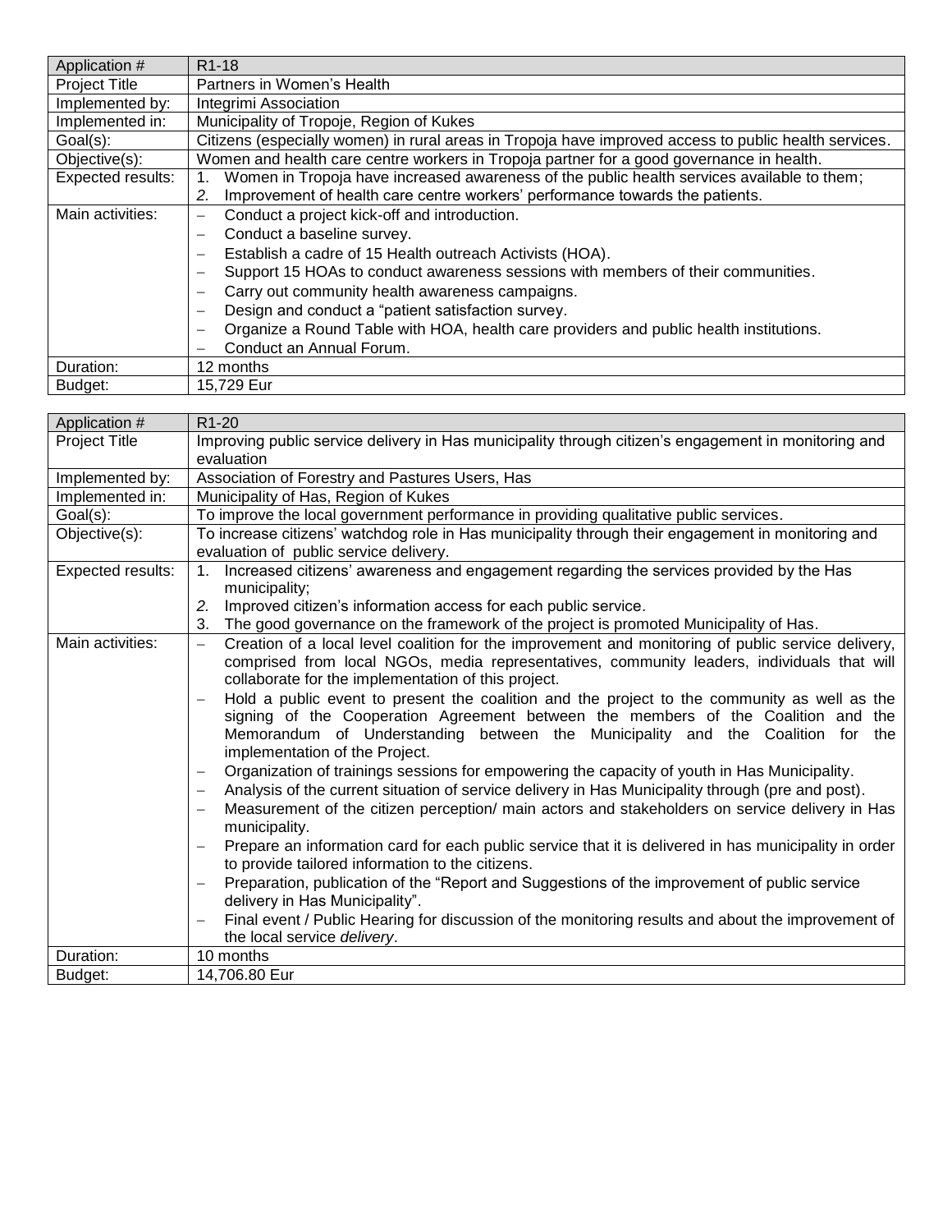| Application # | R1-18 |
|---|---|
| Project Title | Partners in Women's Health |
| Implemented by: | Integrimi Association |
| Implemented in: | Municipality of Tropoje, Region of Kukes |
| Goal(s): | Citizens (especially women) in rural areas in Tropoja have improved access to public health services. |
| Objective(s): | Women and health care centre workers in Tropoja partner for a good governance in health. |
| Expected results: | 1. Women in Tropoja have increased awareness of the public health services available to them;<br>*2.* Improvement of health care centre workers' performance towards the patients. |
| Main activities: | – Conduct a project kick-off and introduction.<br>– Conduct a baseline survey.<br>– Establish a cadre of 15 Health outreach Activists (HOA).<br>– Support 15 HOAs to conduct awareness sessions with members of their communities.<br>– Carry out community health awareness campaigns.<br>– Design and conduct a "patient satisfaction survey.<br>– Organize a Round Table with HOA, health care providers and public health institutions.<br>– Conduct an Annual Forum. |
| Duration: | 12 months |
| Budget: | 15,729 Eur |

| Application # | R1-20 |
|---|---|
| Project Title | Improving public service delivery in Has municipality through citizen's engagement in monitoring and evaluation |
| Implemented by: | Association of Forestry and Pastures Users, Has |
| Implemented in: | Municipality of Has, Region of Kukes |
| Goal(s): | To improve the local government performance in providing qualitative public services. |
| Objective(s): | To increase citizens' watchdog role in Has municipality through their engagement in monitoring and evaluation of public service delivery. |
| Expected results: | 1. Increased citizens' awareness and engagement regarding the services provided by the Has municipality;<br>*2.* Improved citizen's information access for each public service.<br>3. The good governance on the framework of the project is promoted Municipality of Has. |
| Main activities: | – Creation of a local level coalition for the improvement and monitoring of public service delivery, comprised from local NGOs, media representatives, community leaders, individuals that will collaborate for the implementation of this project.<br>– Hold a public event to present the coalition and the project to the community as well as the signing of the Cooperation Agreement between the members of the Coalition and the Memorandum of Understanding between the Municipality and the Coalition for the implementation of the Project.<br>– Organization of trainings sessions for empowering the capacity of youth in Has Municipality.<br>– Analysis of the current situation of service delivery in Has Municipality through (pre and post).<br>– Measurement of the citizen perception/ main actors and stakeholders on service delivery in Has municipality.<br>– Prepare an information card for each public service that it is delivered in has municipality in order to provide tailored information to the citizens.<br>– Preparation, publication of the "Report and Suggestions of the improvement of public service delivery in Has Municipality".<br>– Final event / Public Hearing for discussion of the monitoring results and about the improvement of the local service *delivery*. |
| Duration: | 10 months |
| Budget: | 14,706.80 Eur |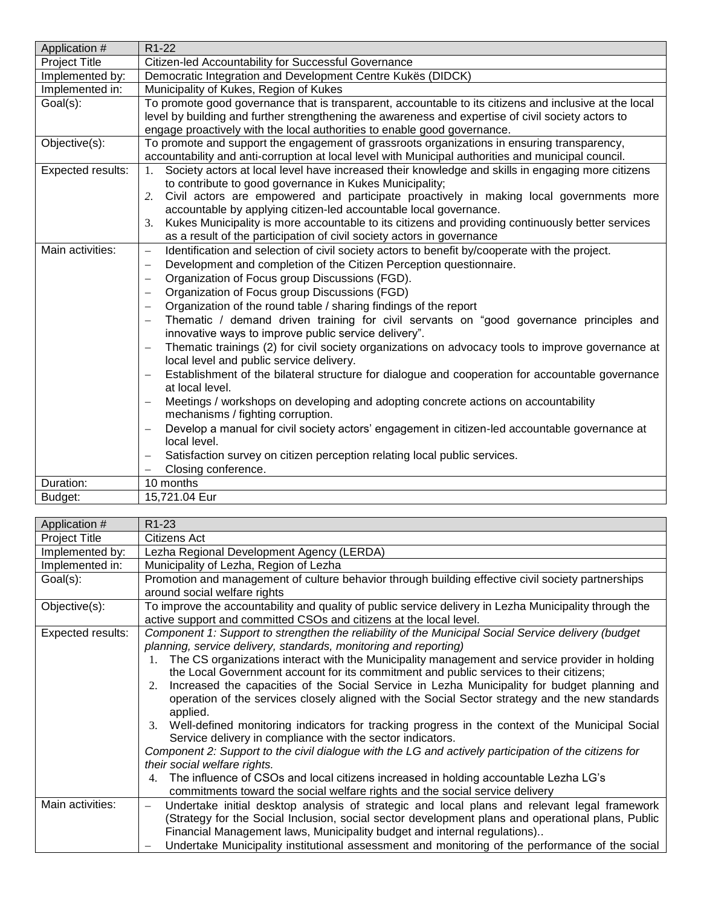| Application # | R1-22 |
|---|---|
| Project Title | Citizen-led Accountability for Successful Governance |
| Implemented by: | Democratic Integration and Development Centre Kukës (DIDCK) |
| Implemented in: | Municipality of Kukes, Region of Kukes |
| Goal(s): | To promote good governance that is transparent, accountable to its citizens and inclusive at the local level by building and further strengthening the awareness and expertise of civil society actors to engage proactively with the local authorities to enable good governance. |
| Objective(s): | To promote and support the engagement of grassroots organizations in ensuring transparency, accountability and anti-corruption at local level with Municipal authorities and municipal council. |
| Expected results: | 1. Society actors at local level have increased their knowledge and skills in engaging more citizens to contribute to good governance in Kukes Municipality;<br>2. Civil actors are empowered and participate proactively in making local governments more accountable by applying citizen-led accountable local governance.<br>3. Kukes Municipality is more accountable to its citizens and providing continuously better services as a result of the participation of civil society actors in governance |
| Main activities: | – Identification and selection of civil society actors to benefit by/cooperate with the project.<br>– Development and completion of the Citizen Perception questionnaire.<br>– Organization of Focus group Discussions (FGD).<br>– Organization of Focus group Discussions (FGD)<br>– Organization of the round table / sharing findings of the report<br>– Thematic / demand driven training for civil servants on "good governance principles and innovative ways to improve public service delivery".<br>– Thematic trainings (2) for civil society organizations on advocacy tools to improve governance at local level and public service delivery.<br>– Establishment of the bilateral structure for dialogue and cooperation for accountable governance at local level.<br>– Meetings / workshops on developing and adopting concrete actions on accountability mechanisms / fighting corruption.<br>– Develop a manual for civil society actors' engagement in citizen-led accountable governance at local level.<br>– Satisfaction survey on citizen perception relating local public services.<br>– Closing conference. |
| Duration: | 10 months |
| Budget: | 15,721.04 Eur |

| Application # | R1-23 |
|---|---|
| Project Title | Citizens Act |
| Implemented by: | Lezha Regional Development Agency (LERDA) |
| Implemented in: | Municipality of Lezha, Region of Lezha |
| Goal(s): | Promotion and management of culture behavior through building effective civil society partnerships around social welfare rights |
| Objective(s): | To improve the accountability and quality of public service delivery in Lezha Municipality through the active support and committed CSOs and citizens at the local level. |
| Expected results: | *Component 1: Support to strengthen the reliability of the Municipal Social Service delivery (budget planning, service delivery, standards, monitoring and reporting)*<br>1. The CS organizations interact with the Municipality management and service provider in holding the Local Government account for its commitment and public services to their citizens;<br>2. Increased the capacities of the Social Service in Lezha Municipality for budget planning and operation of the services closely aligned with the Social Sector strategy and the new standards applied.<br>3. Well-defined monitoring indicators for tracking progress in the context of the Municipal Social Service delivery in compliance with the sector indicators.<br>*Component 2: Support to the civil dialogue with the LG and actively participation of the citizens for their social welfare rights.*<br>4. The influence of CSOs and local citizens increased in holding accountable Lezha LG's commitments toward the social welfare rights and the social service delivery |
| Main activities: | – Undertake initial desktop analysis of strategic and local plans and relevant legal framework (Strategy for the Social Inclusion, social sector development plans and operational plans, Public Financial Management laws, Municipality budget and internal regulations)..<br>– Undertake Municipality institutional assessment and monitoring of the performance of the social |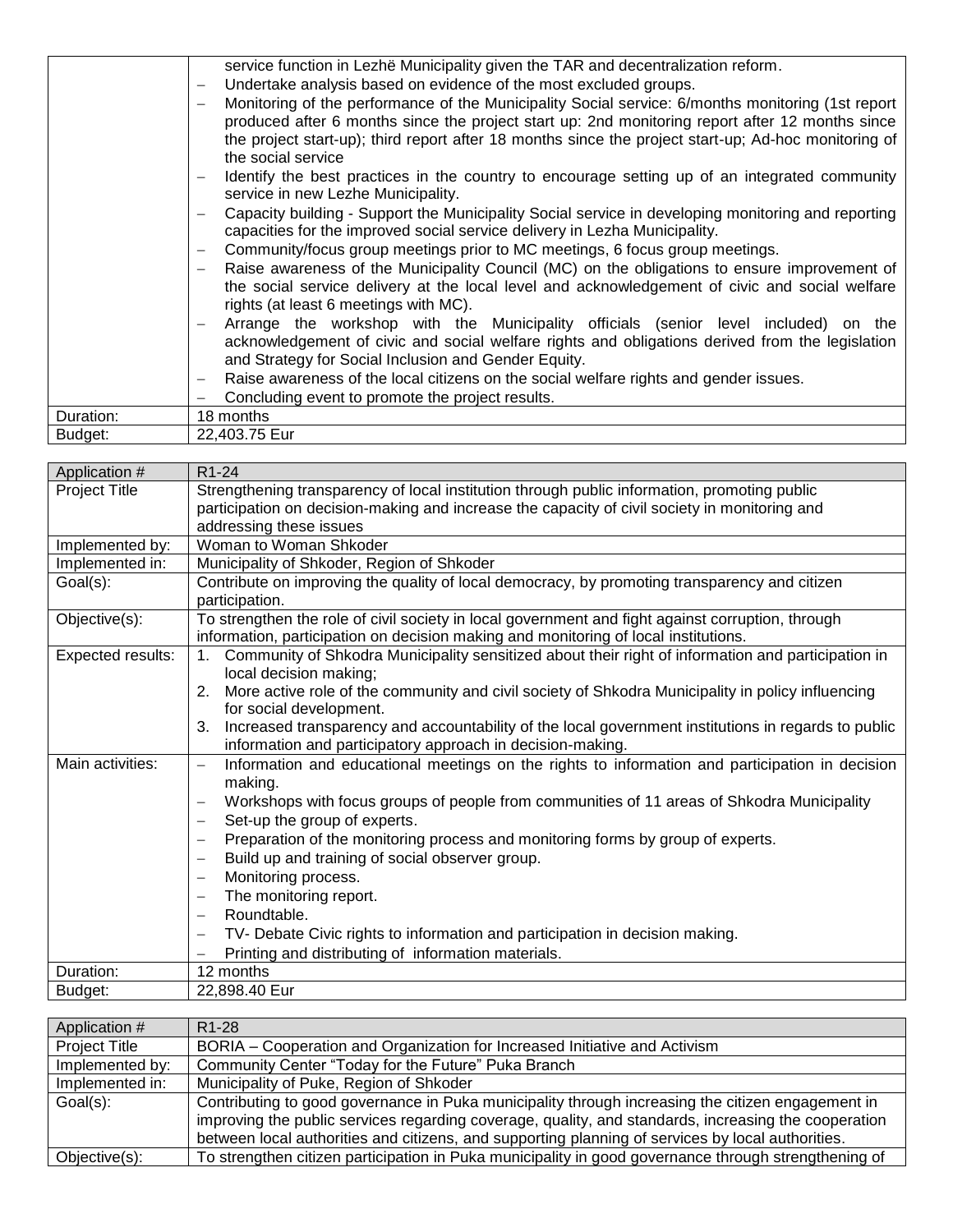| | |
|---|---|
| | service function in Lezhë Municipality given the TAR and decentralization reform.<br>– Undertake analysis based on evidence of the most excluded groups.<br>– Monitoring of the performance of the Municipality Social service: 6/months monitoring (1st report produced after 6 months since the project start up: 2nd monitoring report after 12 months since the project start-up); third report after 18 months since the project start-up; Ad-hoc monitoring of the social service<br>– Identify the best practices in the country to encourage setting up of an integrated community service in new Lezhe Municipality.<br>– Capacity building - Support the Municipality Social service in developing monitoring and reporting capacities for the improved social service delivery in Lezha Municipality.<br>– Community/focus group meetings prior to MC meetings, 6 focus group meetings.<br>– Raise awareness of the Municipality Council (MC) on the obligations to ensure improvement of the social service delivery at the local level and acknowledgement of civic and social welfare rights (at least 6 meetings with MC).<br>– Arrange the workshop with the Municipality officials (senior level included) on the acknowledgement of civic and social welfare rights and obligations derived from the legislation and Strategy for Social Inclusion and Gender Equity.<br>– Raise awareness of the local citizens on the social welfare rights and gender issues.<br>– Concluding event to promote the project results. |
| Duration: | 18 months |
| Budget: | 22,403.75 Eur |

| Application # | R1-24 |
|---|---|
| Project Title | Strengthening transparency of local institution through public information, promoting public participation on decision-making and increase the capacity of civil society in monitoring and addressing these issues |
| Implemented by: | Woman to Woman Shkoder |
| Implemented in: | Municipality of Shkoder, Region of Shkoder |
| Goal(s): | Contribute on improving the quality of local democracy, by promoting transparency and citizen participation. |
| Objective(s): | To strengthen the role of civil society in local government and fight against corruption, through information, participation on decision making and monitoring of local institutions. |
| Expected results: | 1. Community of Shkodra Municipality sensitized about their right of information and participation in local decision making;<br>2. More active role of the community and civil society of Shkodra Municipality in policy influencing for social development.<br>3. Increased transparency and accountability of the local government institutions in regards to public information and participatory approach in decision-making. |
| Main activities: | – Information and educational meetings on the rights to information and participation in decision making.<br>– Workshops with focus groups of people from communities of 11 areas of Shkodra Municipality<br>– Set-up the group of experts.<br>– Preparation of the monitoring process and monitoring forms by group of experts.<br>– Build up and training of social observer group.<br>– Monitoring process.<br>– The monitoring report.<br>– Roundtable.<br>– TV- Debate Civic rights to information and participation in decision making.<br>– Printing and distributing of information materials. |
| Duration: | 12 months |
| Budget: | 22,898.40 Eur |

| Application # | R1-28 |
|---|---|
| Project Title | BORIA – Cooperation and Organization for Increased Initiative and Activism |
| Implemented by: | Community Center "Today for the Future" Puka Branch |
| Implemented in: | Municipality of Puke, Region of Shkoder |
| Goal(s): | Contributing to good governance in Puka municipality through increasing the citizen engagement in improving the public services regarding coverage, quality, and standards, increasing the cooperation between local authorities and citizens, and supporting planning of services by local authorities. |
| Objective(s): | To strengthen citizen participation in Puka municipality in good governance through strengthening of |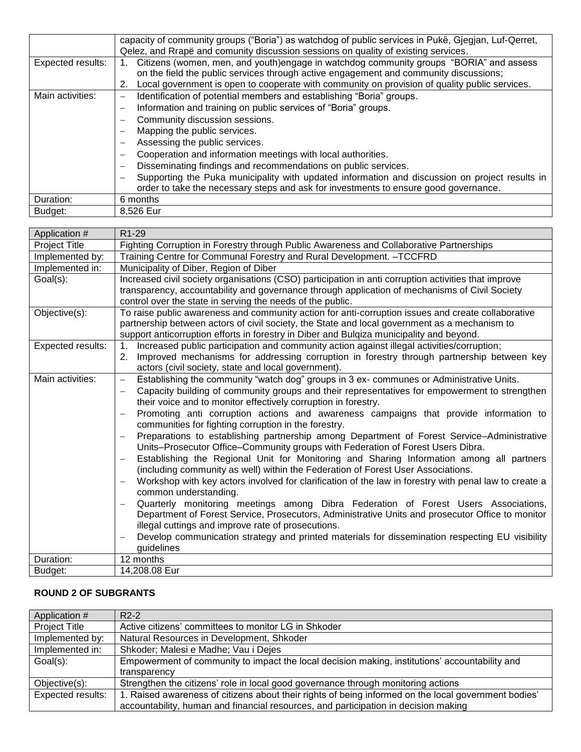| | |
|---|---|
| | capacity of community groups ("Boria") as watchdog of public services in Pukë, Gjegjan, Luf-Qerret, Qelez, and Rrapë and comunity discussion sessions on quality of existing services. |
| Expected results: | 1. Citizens (women, men, and youth)engage in watchdog community groups "BORIA" and assess on the field the public services through active engagement and community discussions;<br>2. Local government is open to cooperate with community on provision of quality public services. |
| Main activities: | – Identification of potential members and establishing "Boria" groups.<br>– Information and training on public services of "Boria" groups.<br>– Community discussion sessions.<br>– Mapping the public services.<br>– Assessing the public services.<br>– Cooperation and information meetings with local authorities.<br>– Disseminating findings and recommendations on public services.<br>– Supporting the Puka municipality with updated information and discussion on project results in order to take the necessary steps and ask for investments to ensure good governance. |
| Duration: | 6 months |
| Budget: | 8,526 Eur |

| Application # | R1-29 |
|---|---|
| Project Title | Fighting Corruption in Forestry through Public Awareness and Collaborative Partnerships |
| Implemented by: | Training Centre for Communal Forestry and Rural Development. –TCCFRD |
| Implemented in: | Municipality of Diber, Region of Diber |
| Goal(s): | Increased civil society organisations (CSO) participation in anti corruption activities that improve transparency, accountability and governance through application of mechanisms of Civil Society control over the state in serving the needs of the public. |
| Objective(s): | To raise public awareness and community action for anti-corruption issues and create collaborative partnership between actors of civil society, the State and local government as a mechanism to support anticorruption efforts in forestry in Diber and Bulqiza municipality and beyond. |
| Expected results: | 1. Increased public participation and community action against illegal activities/corruption;<br>2. Improved mechanisms for addressing corruption in forestry through partnership between key actors (civil society, state and local government). |
| Main activities: | – Establishing the community "watch dog" groups in 3 ex- communes or Administrative Units.<br>– Capacity building of community groups and their representatives for empowerment to strengthen their voice and to monitor effectively corruption in forestry.<br>– Promoting anti corruption actions and awareness campaigns that provide information to communities for fighting corruption in the forestry.<br>– Preparations to establishing partnership among Department of Forest Service–Administrative Units–Prosecutor Office–Community groups with Federation of Forest Users Dibra.<br>– Establishing the Regional Unit for Monitoring and Sharing Information among all partners (including community as well) within the Federation of Forest User Associations.<br>– Workshop with key actors involved for clarification of the law in forestry with penal law to create a common understanding.<br>– Quarterly monitoring meetings among Dibra Federation of Forest Users Associations, Department of Forest Service, Prosecutors, Administrative Units and prosecutor Office to monitor illegal cuttings and improve rate of prosecutions.<br>– Develop communication strategy and printed materials for dissemination respecting EU visibility guidelines |
| Duration: | 12 months |
| Budget: | 14,208.08 Eur |

**ROUND 2 OF SUBGRANTS**

| Application # | R2-2 |
|---|---|
| Project Title | Active citizens' committees to monitor LG in Shkoder |
| Implemented by: | Natural Resources in Development, Shkoder |
| Implemented in: | Shkoder; Malesi e Madhe; Vau i Dejes |
| Goal(s): | Empowerment of community to impact the local decision making, institutions' accountability and transparency |
| Objective(s): | Strengthen the citizens' role in local good governance through monitoring actions |
| Expected results: | 1. Raised awareness of citizens about their rights of being informed on the local government bodies' accountability, human and financial resources, and participation in decision making |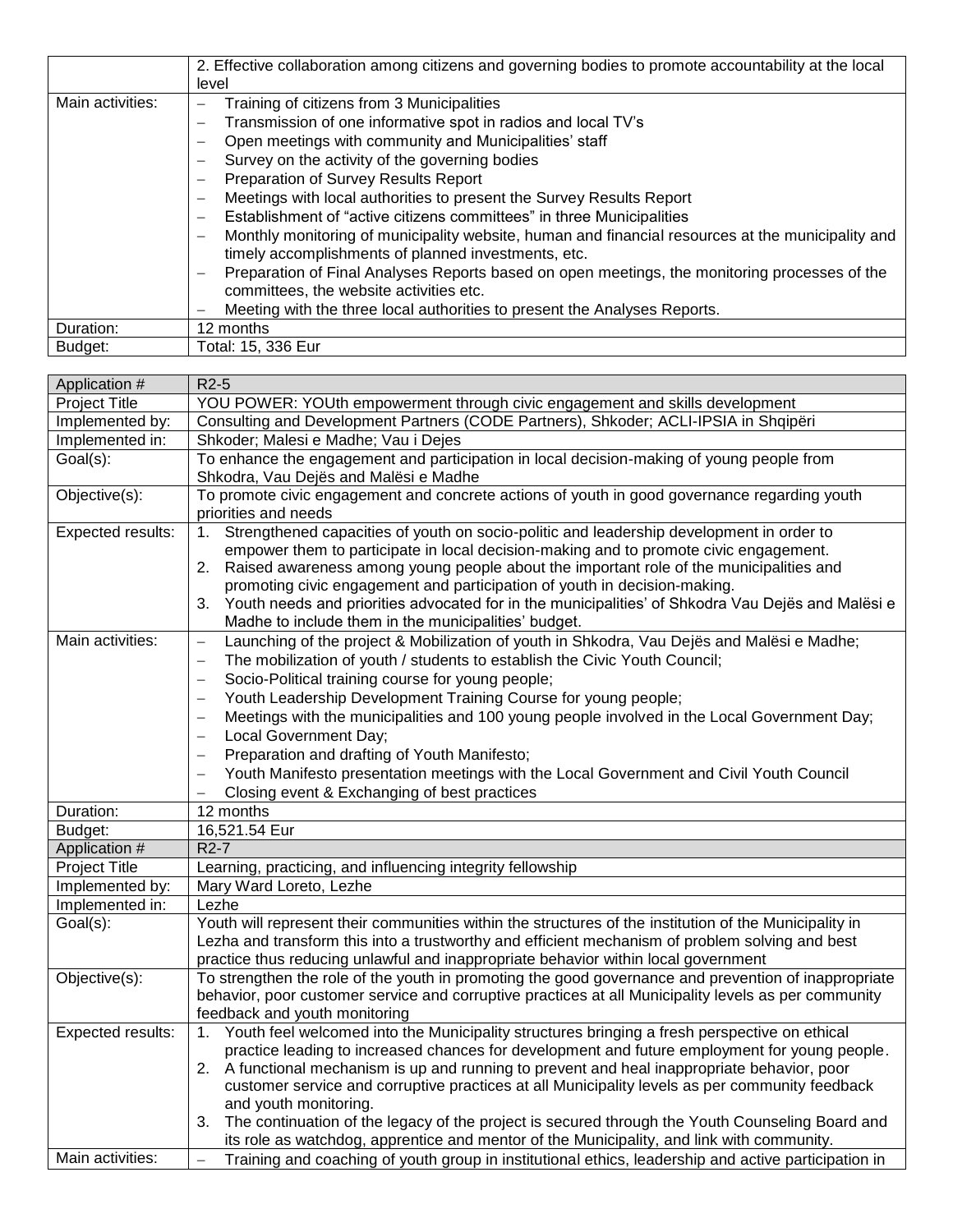| | |
|---|---|
| | 2. Effective collaboration among citizens and governing bodies to promote accountability at the local level |
| Main activities: | – Training of citizens from 3 Municipalities<br>– Transmission of one informative spot in radios and local TV's<br>– Open meetings with community and Municipalities' staff<br>– Survey on the activity of the governing bodies<br>– Preparation of Survey Results Report<br>– Meetings with local authorities to present the Survey Results Report<br>– Establishment of "active citizens committees" in three Municipalities<br>– Monthly monitoring of municipality website, human and financial resources at the municipality and timely accomplishments of planned investments, etc.<br>– Preparation of Final Analyses Reports based on open meetings, the monitoring processes of the committees, the website activities etc.<br>– Meeting with the three local authorities to present the Analyses Reports. |
| Duration: | 12 months |
| Budget: | Total: 15, 336 Eur |

| Application # | R2-5 |
|---|---|
| Project Title | YOU POWER: YOUth empowerment through civic engagement and skills development |
| Implemented by: | Consulting and Development Partners (CODE Partners), Shkoder; ACLI-IPSIA in Shqipëri |
| Implemented in: | Shkoder; Malesi e Madhe; Vau i Dejes |
| Goal(s): | To enhance the engagement and participation in local decision-making of young people from Shkodra, Vau Dejës and Malësi e Madhe |
| Objective(s): | To promote civic engagement and concrete actions of youth in good governance regarding youth priorities and needs |
| Expected results: | 1. Strengthened capacities of youth on socio-politic and leadership development in order to empower them to participate in local decision-making and to promote civic engagement.<br>2. Raised awareness among young people about the important role of the municipalities and promoting civic engagement and participation of youth in decision-making.<br>3. Youth needs and priorities advocated for in the municipalities' of Shkodra Vau Dejës and Malësi e Madhe to include them in the municipalities' budget. |
| Main activities: | – Launching of the project & Mobilization of youth in Shkodra, Vau Dejës and Malësi e Madhe;<br>– The mobilization of youth / students to establish the Civic Youth Council;<br>– Socio-Political training course for young people;<br>– Youth Leadership Development Training Course for young people;<br>– Meetings with the municipalities and 100 young people involved in the Local Government Day;<br>– Local Government Day;<br>– Preparation and drafting of Youth Manifesto;<br>– Youth Manifesto presentation meetings with the Local Government and Civil Youth Council<br>– Closing event & Exchanging of best practices |
| Duration: | 12 months |
| Budget: | 16,521.54 Eur |
| Application # | R2-7 |
| Project Title | Learning, practicing, and influencing integrity fellowship |
| Implemented by: | Mary Ward Loreto, Lezhe |
| Implemented in: | Lezhe |
| Goal(s): | Youth will represent their communities within the structures of the institution of the Municipality in Lezha and transform this into a trustworthy and efficient mechanism of problem solving and best practice thus reducing unlawful and inappropriate behavior within local government |
| Objective(s): | To strengthen the role of the youth in promoting the good governance and prevention of inappropriate behavior, poor customer service and corruptive practices at all Municipality levels as per community feedback and youth monitoring |
| Expected results: | 1. Youth feel welcomed into the Municipality structures bringing a fresh perspective on ethical practice leading to increased chances for development and future employment for young people.<br>2. A functional mechanism is up and running to prevent and heal inappropriate behavior, poor customer service and corruptive practices at all Municipality levels as per community feedback and youth monitoring.<br>3. The continuation of the legacy of the project is secured through the Youth Counseling Board and its role as watchdog, apprentice and mentor of the Municipality, and link with community. |
| Main activities: | – Training and coaching of youth group in institutional ethics, leadership and active participation in |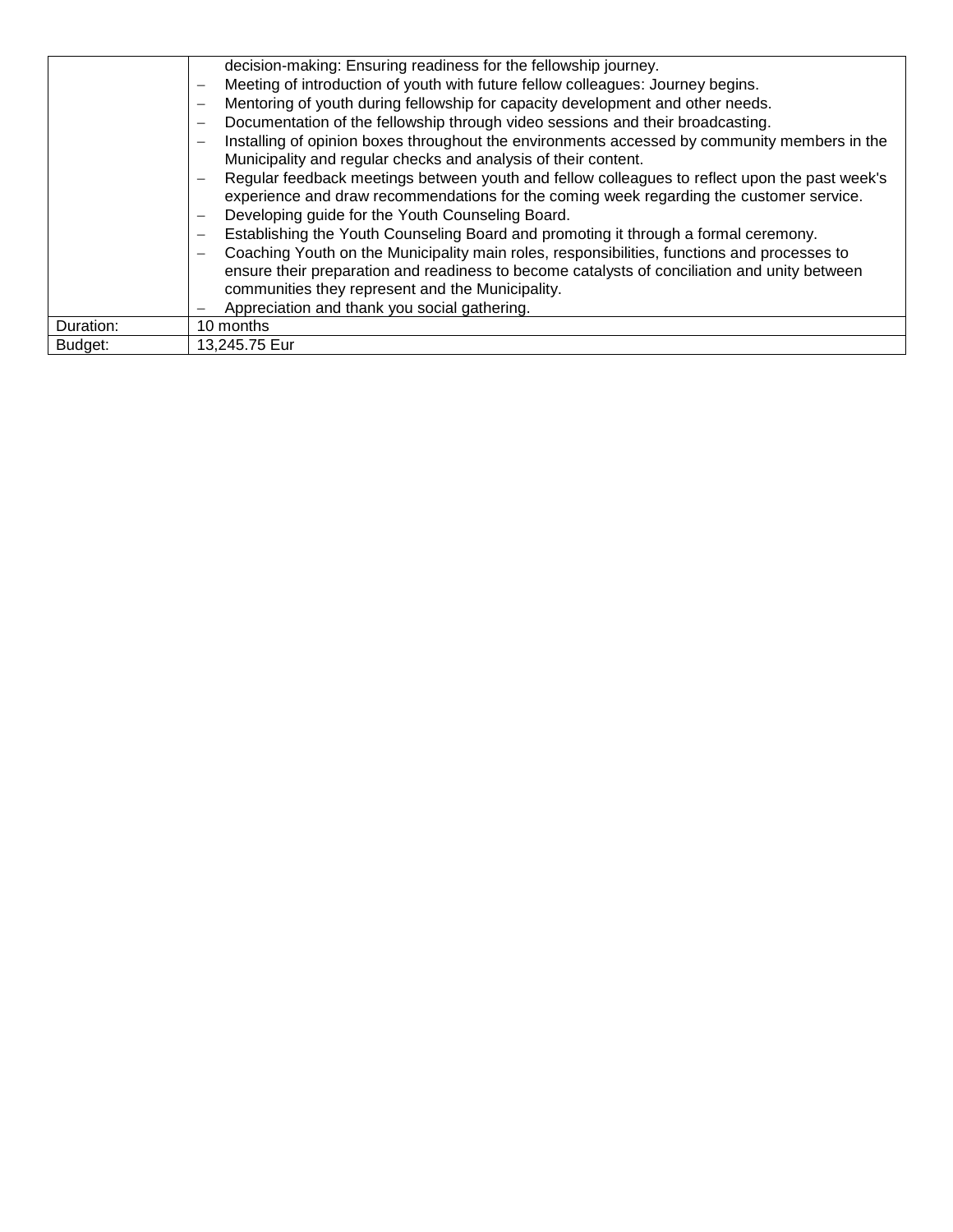| | |
|---|---|
| | decision-making: Ensuring readiness for the fellowship journey.<br>– Meeting of introduction of youth with future fellow colleagues: Journey begins.<br>– Mentoring of youth during fellowship for capacity development and other needs.<br>– Documentation of the fellowship through video sessions and their broadcasting.<br>– Installing of opinion boxes throughout the environments accessed by community members in the Municipality and regular checks and analysis of their content.<br>– Regular feedback meetings between youth and fellow colleagues to reflect upon the past week's experience and draw recommendations for the coming week regarding the customer service.<br>– Developing guide for the Youth Counseling Board.<br>– Establishing the Youth Counseling Board and promoting it through a formal ceremony.<br>– Coaching Youth on the Municipality main roles, responsibilities, functions and processes to ensure their preparation and readiness to become catalysts of conciliation and unity between communities they represent and the Municipality.<br>– Appreciation and thank you social gathering. |
| Duration: | 10 months |
| Budget: | 13,245.75 Eur |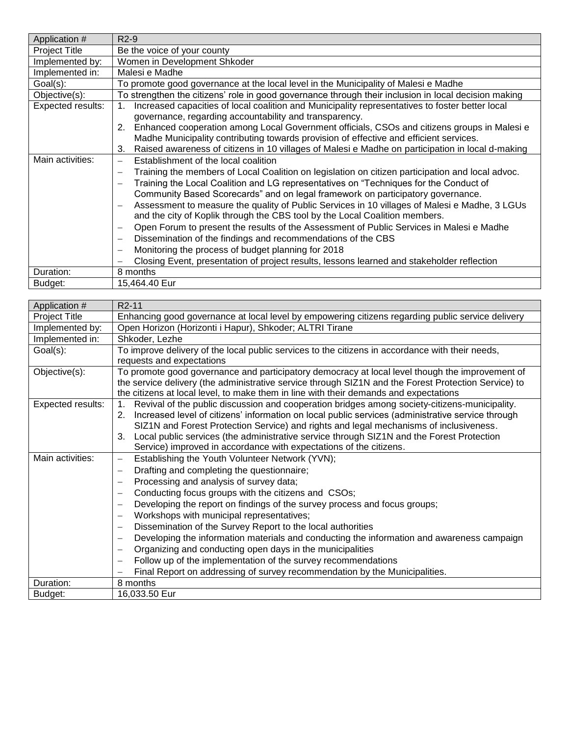| Application # | R2-9 |
|---|---|
| Project Title | Be the voice of your county |
| Implemented by: | Women in Development Shkoder |
| Implemented in: | Malesi e Madhe |
| Goal(s): | To promote good governance at the local level in the Municipality of Malesi e Madhe |
| Objective(s): | To strengthen the citizens' role in good governance through their inclusion in local decision making |
| Expected results: | 1. Increased capacities of local coalition and Municipality representatives to foster better local governance, regarding accountability and transparency.<br>2. Enhanced cooperation among Local Government officials, CSOs and citizens groups in Malesi e Madhe Municipality contributing towards provision of effective and efficient services.<br>3. Raised awareness of citizens in 10 villages of Malesi e Madhe on participation in local d-making |
| Main activities: | – Establishment of the local coalition<br>– Training the members of Local Coalition on legislation on citizen participation and local advoc.<br>– Training the Local Coalition and LG representatives on "Techniques for the Conduct of Community Based Scorecards" and on legal framework on participatory governance.<br>– Assessment to measure the quality of Public Services in 10 villages of Malesi e Madhe, 3 LGUs and the city of Koplik through the CBS tool by the Local Coalition members.<br>– Open Forum to present the results of the Assessment of Public Services in Malesi e Madhe<br>– Dissemination of the findings and recommendations of the CBS<br>– Monitoring the process of budget planning for 2018<br>– Closing Event, presentation of project results, lessons learned and stakeholder reflection |
| Duration: | 8 months |
| Budget: | 15,464.40 Eur |

| Application # | R2-11 |
|---|---|
| Project Title | Enhancing good governance at local level by empowering citizens regarding public service delivery |
| Implemented by: | Open Horizon (Horizonti i Hapur), Shkoder; ALTRI Tirane |
| Implemented in: | Shkoder, Lezhe |
| Goal(s): | To improve delivery of the local public services to the citizens in accordance with their needs, requests and expectations |
| Objective(s): | To promote good governance and participatory democracy at local level though the improvement of the service delivery (the administrative service through SIZ1N and the Forest Protection Service) to the citizens at local level, to make them in line with their demands and expectations |
| Expected results: | 1. Revival of the public discussion and cooperation bridges among society-citizens-municipality.<br>2. Increased level of citizens' information on local public services (administrative service through SIZ1N and Forest Protection Service) and rights and legal mechanisms of inclusiveness.<br>3. Local public services (the administrative service through SIZ1N and the Forest Protection Service) improved in accordance with expectations of the citizens. |
| Main activities: | – Establishing the Youth Volunteer Network (YVN);<br>– Drafting and completing the questionnaire;<br>– Processing and analysis of survey data;<br>– Conducting focus groups with the citizens and CSOs;<br>– Developing the report on findings of the survey process and focus groups;<br>– Workshops with municipal representatives;<br>– Dissemination of the Survey Report to the local authorities<br>– Developing the information materials and conducting the information and awareness campaign<br>– Organizing and conducting open days in the municipalities<br>– Follow up of the implementation of the survey recommendations<br>– Final Report on addressing of survey recommendation by the Municipalities. |
| Duration: | 8 months |
| Budget: | 16,033.50 Eur |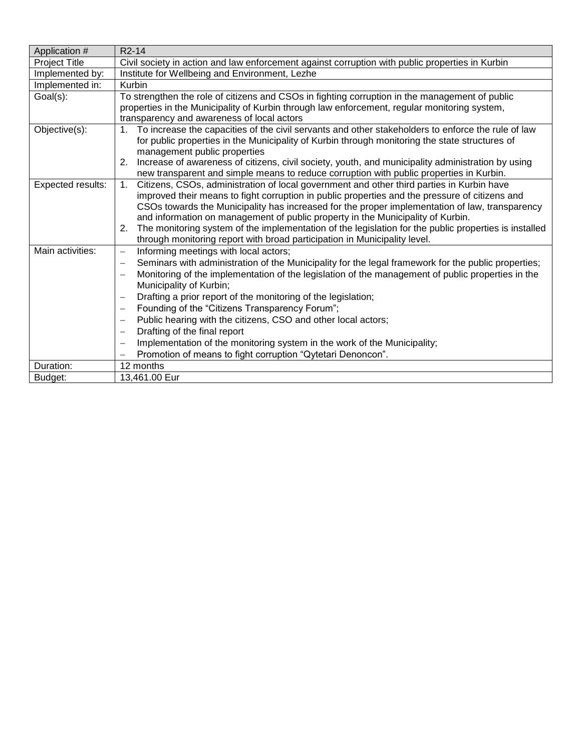| Application # | R2-14 |
|---|---|
| Project Title | Civil society in action and law enforcement against corruption with public properties in Kurbin |
| Implemented by: | Institute for Wellbeing and Environment, Lezhe |
| Implemented in: | Kurbin |
| Goal(s): | To strengthen the role of citizens and CSOs in fighting corruption in the management of public properties in the Municipality of Kurbin through law enforcement, regular monitoring system, transparency and awareness of local actors |
| Objective(s): | 1. To increase the capacities of the civil servants and other stakeholders to enforce the rule of law for public properties in the Municipality of Kurbin through monitoring the state structures of management public properties<br>2. Increase of awareness of citizens, civil society, youth, and municipality administration by using new transparent and simple means to reduce corruption with public properties in Kurbin. |
| Expected results: | 1. Citizens, CSOs, administration of local government and other third parties in Kurbin have improved their means to fight corruption in public properties and the pressure of citizens and CSOs towards the Municipality has increased for the proper implementation of law, transparency and information on management of public property in the Municipality of Kurbin.<br>2. The monitoring system of the implementation of the legislation for the public properties is installed through monitoring report with broad participation in Municipality level. |
| Main activities: | – Informing meetings with local actors;<br>– Seminars with administration of the Municipality for the legal framework for the public properties;<br>– Monitoring of the implementation of the legislation of the management of public properties in the Municipality of Kurbin;<br>– Drafting a prior report of the monitoring of the legislation;<br>– Founding of the "Citizens Transparency Forum";<br>– Public hearing with the citizens, CSO and other local actors;<br>– Drafting of the final report<br>– Implementation of the monitoring system in the work of the Municipality;<br>– Promotion of means to fight corruption "Qytetari Denoncon". |
| Duration: | 12 months |
| Budget: | 13,461.00 Eur |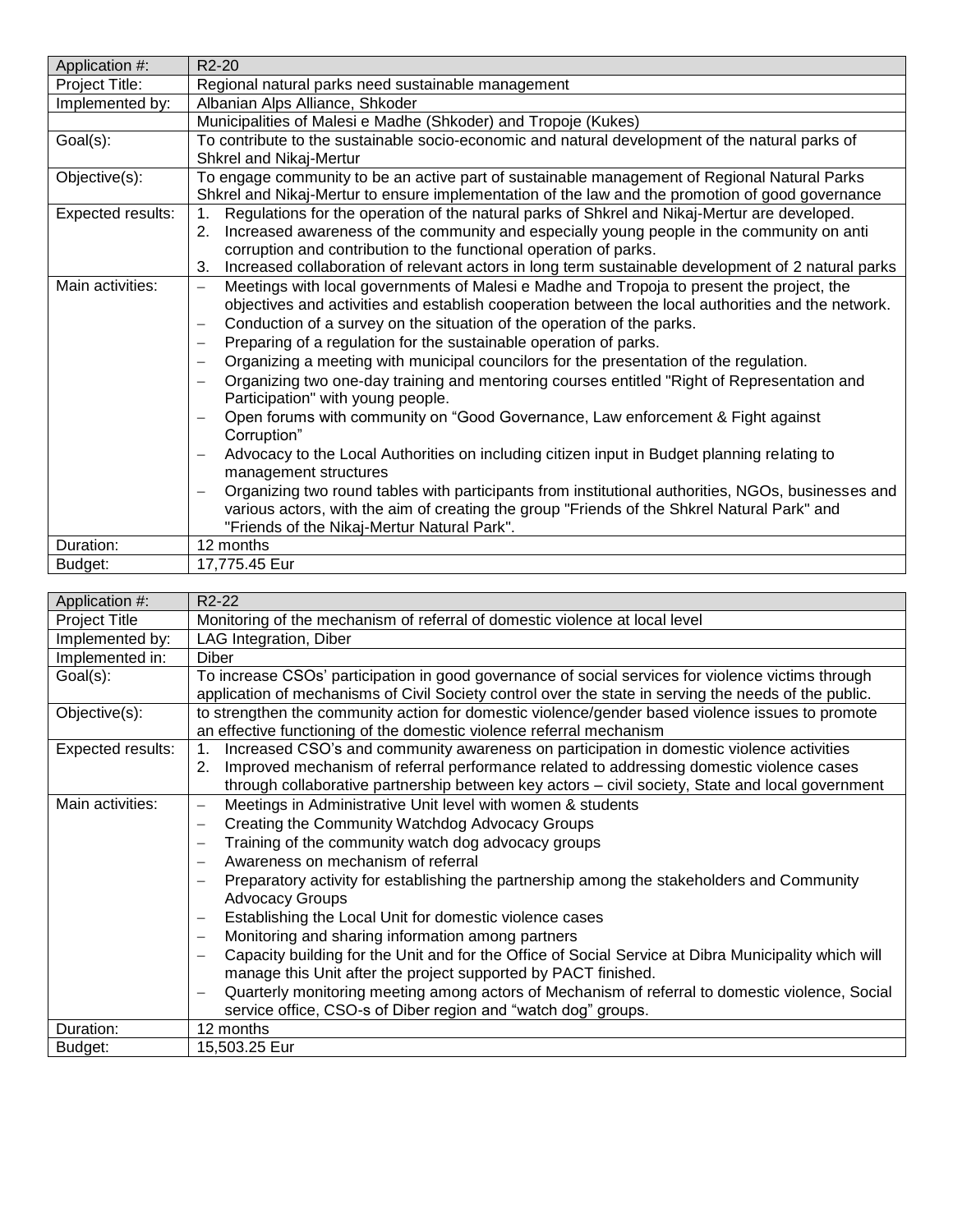| Application #: | R2-20 |
|---|---|
| Project Title: | Regional natural parks need sustainable management |
| Implemented by: | Albanian Alps Alliance, Shkoder |
| | Municipalities of Malesi e Madhe (Shkoder) and Tropoje (Kukes) |
| Goal(s): | To contribute to the sustainable socio-economic and natural development of the natural parks of Shkrel and Nikaj-Mertur |
| Objective(s): | To engage community to be an active part of sustainable management of Regional Natural Parks Shkrel and Nikaj-Mertur to ensure implementation of the law and the promotion of good governance |
| Expected results: | 1. Regulations for the operation of the natural parks of Shkrel and Nikaj-Mertur are developed.<br>2. Increased awareness of the community and especially young people in the community on anti corruption and contribution to the functional operation of parks.<br>3. Increased collaboration of relevant actors in long term sustainable development of 2 natural parks |
| Main activities: | – Meetings with local governments of Malesi e Madhe and Tropoja to present the project, the objectives and activities and establish cooperation between the local authorities and the network.<br>– Conduction of a survey on the situation of the operation of the parks.<br>– Preparing of a regulation for the sustainable operation of parks.<br>– Organizing a meeting with municipal councilors for the presentation of the regulation.<br>– Organizing two one-day training and mentoring courses entitled "Right of Representation and Participation" with young people.<br>– Open forums with community on "Good Governance, Law enforcement & Fight against Corruption"<br>– Advocacy to the Local Authorities on including citizen input in Budget planning relating to management structures<br>– Organizing two round tables with participants from institutional authorities, NGOs, businesses and various actors, with the aim of creating the group "Friends of the Shkrel Natural Park" and "Friends of the Nikaj-Mertur Natural Park". |
| Duration: | 12 months |
| Budget: | 17,775.45 Eur |

| Application #: | R2-22 |
|---|---|
| Project Title | Monitoring of the mechanism of referral of domestic violence at local level |
| Implemented by: | LAG Integration, Diber |
| Implemented in: | Diber |
| Goal(s): | To increase CSOs' participation in good governance of social services for violence victims through application of mechanisms of Civil Society control over the state in serving the needs of the public. |
| Objective(s): | to strengthen the community action for domestic violence/gender based violence issues to promote an effective functioning of the domestic violence referral mechanism |
| Expected results: | 1. Increased CSO's and community awareness on participation in domestic violence activities<br>2. Improved mechanism of referral performance related to addressing domestic violence cases through collaborative partnership between key actors – civil society, State and local government |
| Main activities: | – Meetings in Administrative Unit level with women & students<br>– Creating the Community Watchdog Advocacy Groups<br>– Training of the community watch dog advocacy groups<br>– Awareness on mechanism of referral<br>– Preparatory activity for establishing the partnership among the stakeholders and Community Advocacy Groups<br>– Establishing the Local Unit for domestic violence cases<br>– Monitoring and sharing information among partners<br>– Capacity building for the Unit and for the Office of Social Service at Dibra Municipality which will manage this Unit after the project supported by PACT finished.<br>– Quarterly monitoring meeting among actors of Mechanism of referral to domestic violence, Social service office, CSO-s of Diber region and "watch dog" groups. |
| Duration: | 12 months |
| Budget: | 15,503.25 Eur |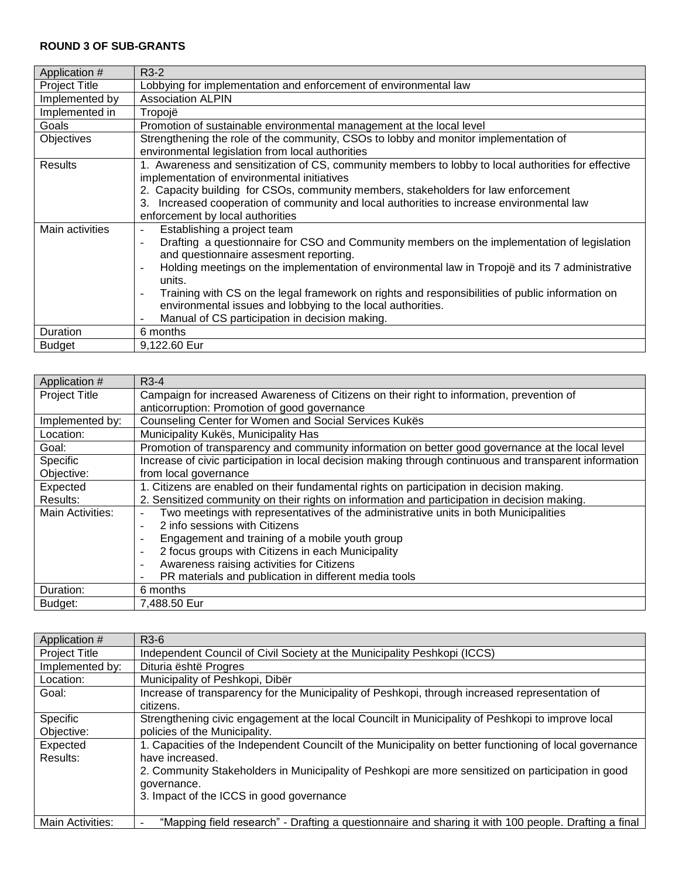**ROUND 3 OF SUB-GRANTS**

| Application # | R3-2 |
|---|---|
| Project Title | Lobbying for implementation and enforcement of environmental law |
| Implemented by | Association ALPIN |
| Implemented in | Tropojë |
| Goals | Promotion of sustainable environmental management at the local level |
| Objectives | Strengthening the role of the community, CSOs to lobby and monitor implementation of environmental legislation from local authorities |
| Results | 1. Awareness and sensitization of CS, community members to lobby to local authorities for effective implementation of environmental initiatives<br>2. Capacity building for CSOs, community members, stakeholders for law enforcement<br>3. Increased cooperation of community and local authorities to increase environmental law enforcement by local authorities |
| Main activities | - Establishing a project team<br>- Drafting a questionnaire for CSO and Community members on the implementation of legislation and questionnaire assesment reporting.<br>- Holding meetings on the implementation of environmental law in Tropojë and its 7 administrative units.<br>- Training with CS on the legal framework on rights and responsibilities of public information on environmental issues and lobbying to the local authorities.<br>- Manual of CS participation in decision making. |
| Duration | 6 months |
| Budget | 9,122.60 Eur |

| Application # | R3-4 |
|---|---|
| Project Title | Campaign for increased Awareness of Citizens on their right to information, prevention of anticorruption: Promotion of good governance |
| Implemented by: | Counseling Center for Women and Social Services Kukës |
| Location: | Municipality Kukës, Municipality Has |
| Goal: | Promotion of transparency and community information on better good governance at the local level |
| Specific Objective: | Increase of civic participation in local decision making through continuous and transparent information from local governance |
| Expected Results: | 1. Citizens are enabled on their fundamental rights on participation in decision making.<br>2. Sensitized community on their rights on information and participation in decision making. |
| Main Activities: | - Two meetings with representatives of the administrative units in both Municipalities<br>- 2 info sessions with Citizens<br>- Engagement and training of a mobile youth group<br>- 2 focus groups with Citizens in each Municipality<br>- Awareness raising activities for Citizens<br>- PR materials and publication in different media tools |
| Duration: | 6 months |
| Budget: | 7,488.50 Eur |

| Application # | R3-6 |
|---|---|
| Project Title | Independent Council of Civil Society at the Municipality Peshkopi (ICCS) |
| Implemented by: | Dituria është Progres |
| Location: | Municipality of Peshkopi, Dibër |
| Goal: | Increase of transparency for the Municipality of Peshkopi, through increased representation of citizens. |
| Specific Objective: | Strengthening civic engagement at the local Councilt in Municipality of Peshkopi to improve local policies of the Municipality. |
| Expected Results: | 1. Capacities of the Independent Councilt of the Municipality on better functioning of local governance have increased.<br>2. Community Stakeholders in Municipality of Peshkopi are more sensitized on participation in good governance.<br>3. Impact of the ICCS in good governance |
| Main Activities: | - "Mapping field research" - Drafting a questionnaire and sharing it with 100 people. Drafting a final |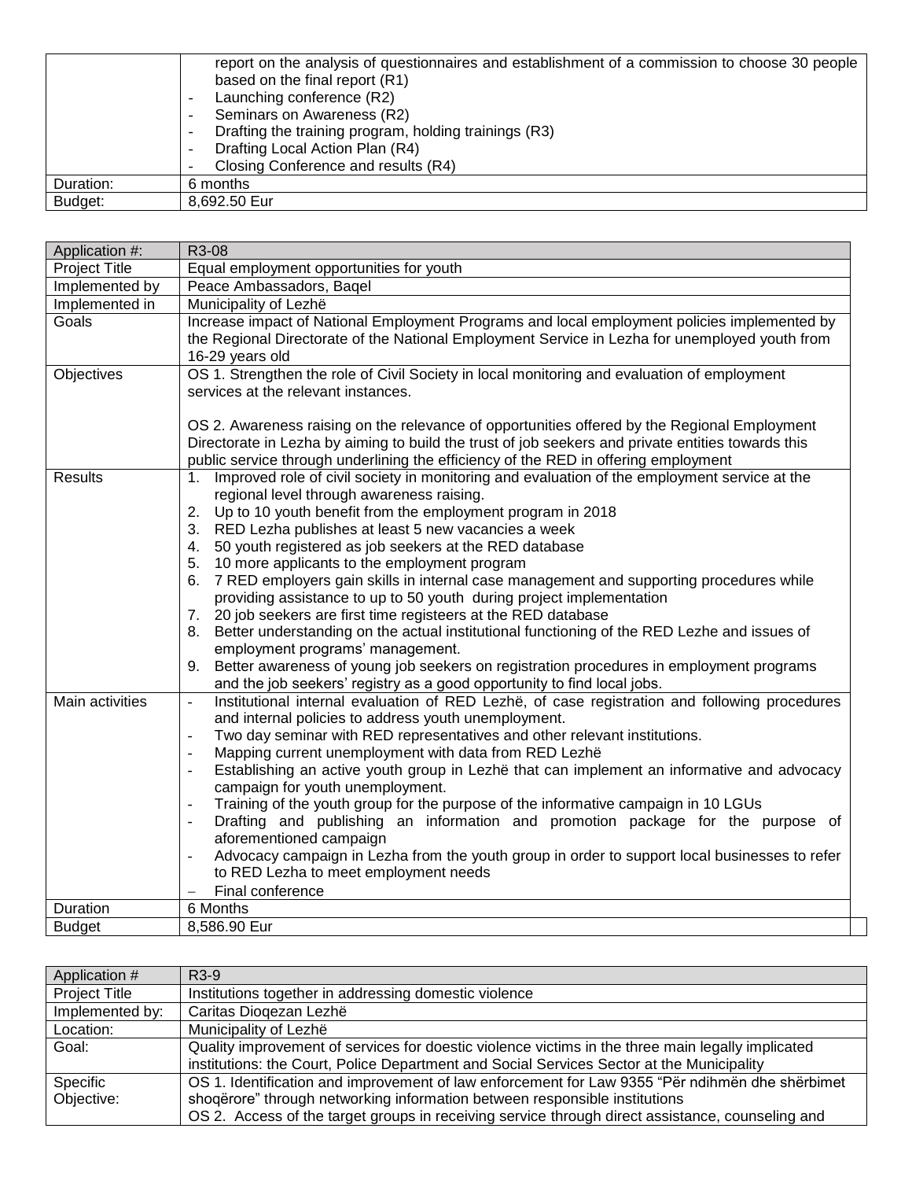|  |  |
|---|---|
|  | report on the analysis of questionnaires and establishment of a commission to choose 30 people based on the final report (R1)<br>- Launching conference (R2)<br>- Seminars on Awareness (R2)<br>- Drafting the training program, holding trainings (R3)<br>- Drafting Local Action Plan (R4)<br>- Closing Conference and results (R4) |
| Duration: | 6 months |
| Budget: | 8,692.50 Eur |

| Application #: | R3-08 |
|---|---|
| Project Title | Equal employment opportunities for youth |
| Implemented by | Peace Ambassadors, Baqel |
| Implemented in | Municipality of Lezhë |
| Goals | Increase impact of National Employment Programs and local employment policies implemented by the Regional Directorate of the National Employment Service in Lezha for unemployed youth from 16-29 years old |
| Objectives | OS 1. Strengthen the role of Civil Society in local monitoring and evaluation of employment services at the relevant instances.<br><br>OS 2. Awareness raising on the relevance of opportunities offered by the Regional Employment Directorate in Lezha by aiming to build the trust of job seekers and private entities towards this public service through underlining the efficiency of the RED in offering employment |
| Results | 1. Improved role of civil society in monitoring and evaluation of the employment service at the regional level through awareness raising.<br>2. Up to 10 youth benefit from the employment program in 2018<br>3. RED Lezha publishes at least 5 new vacancies a week<br>4. 50 youth registered as job seekers at the RED database<br>5. 10 more applicants to the employment program<br>6. 7 RED employers gain skills in internal case management and supporting procedures while providing assistance to up to 50 youth during project implementation<br>7. 20 job seekers are first time registeers at the RED database<br>8. Better understanding on the actual institutional functioning of the RED Lezhe and issues of employment programs' management.<br>9. Better awareness of young job seekers on registration procedures in employment programs and the job seekers' registry as a good opportunity to find local jobs. |
| Main activities | - Institutional internal evaluation of RED Lezhë, of case registration and following procedures and internal policies to address youth unemployment.<br>- Two day seminar with RED representatives and other relevant institutions.<br>- Mapping current unemployment with data from RED Lezhë<br>- Establishing an active youth group in Lezhë that can implement an informative and advocacy campaign for youth unemployment.<br>- Training of the youth group for the purpose of the informative campaign in 10 LGUs<br>- Drafting and publishing an information and promotion package for the purpose of aforementioned campaign<br>- Advocacy campaign in Lezha from the youth group in order to support local businesses to refer to RED Lezha to meet employment needs<br>- Final conference |
| Duration | 6 Months |
| Budget | 8,586.90 Eur |

| Application # | R3-9 |
|---|---|
| Project Title | Institutions together in addressing domestic violence |
| Implemented by: | Caritas Dioqezan Lezhë |
| Location: | Municipality of Lezhë |
| Goal: | Quality improvement of services for doestic violence victims in the three main legally implicated institutions: the Court, Police Department and Social Services Sector at the Municipality |
| Specific Objective: | OS 1. Identification and improvement of law enforcement for Law 9355 "Për ndihmën dhe shërbimet shoqërore" through networking information between responsible institutions<br>OS 2. Access of the target groups in receiving service through direct assistance, counseling and |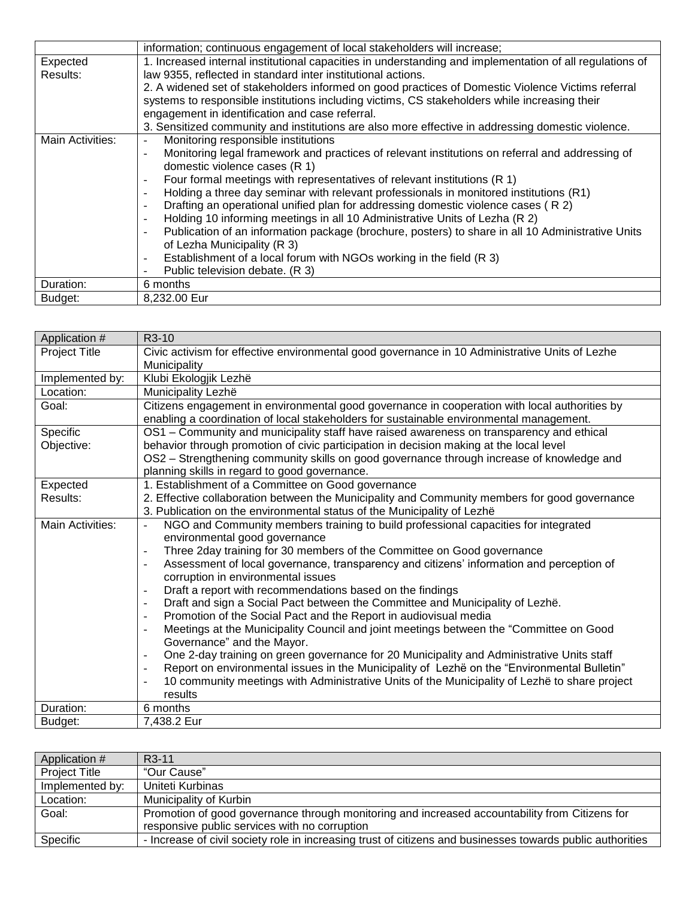| | information; continuous engagement of local stakeholders will increase; |
|---|---|
| Expected Results: | 1. Increased internal institutional capacities in understanding and implementation of all regulations of law 9355, reflected in standard inter institutional actions.<br>2. A widened set of stakeholders informed on good practices of Domestic Violence Victims referral systems to responsible institutions including victims, CS stakeholders while increasing their engagement in identification and case referral.<br>3. Sensitized community and institutions are also more effective in addressing domestic violence. |
| Main Activities: | - Monitoring responsible institutions<br>- Monitoring legal framework and practices of relevant institutions on referral and addressing of domestic violence cases (R 1)<br>- Four formal meetings with representatives of relevant institutions (R 1)<br>- Holding a three day seminar with relevant professionals in monitored institutions (R1)<br>- Drafting an operational unified plan for addressing domestic violence cases ( R 2)<br>- Holding 10 informing meetings in all 10 Administrative Units of Lezha (R 2)<br>- Publication of an information package (brochure, posters) to share in all 10 Administrative Units of Lezha Municipality (R 3)<br>- Establishment of a local forum with NGOs working in the field (R 3)<br>- Public television debate. (R 3) |
| Duration: | 6 months |
| Budget: | 8,232.00 Eur |

| Application # | R3-10 |
|---|---|
| Project Title | Civic activism for effective environmental good governance in 10 Administrative Units of Lezhe Municipality |
| Implemented by: | Klubi Ekologjik Lezhë |
| Location: | Municipality Lezhë |
| Goal: | Citizens engagement in environmental good governance in cooperation with local authorities by enabling a coordination of local stakeholders for sustainable environmental management. |
| Specific Objective: | OS1 – Community and municipality staff have raised awareness on transparency and ethical behavior through promotion of civic participation in decision making at the local level<br>OS2 – Strengthening community skills on good governance through increase of knowledge and planning skills in regard to good governance. |
| Expected Results: | 1. Establishment of a Committee on Good governance<br>2. Effective collaboration between the Municipality and Community members for good governance<br>3. Publication on the environmental status of the Municipality of Lezhë |
| Main Activities: | - NGO and Community members training to build professional capacities for integrated environmental good governance<br>- Three 2day training for 30 members of the Committee on Good governance<br>- Assessment of local governance, transparency and citizens' information and perception of corruption in environmental issues<br>- Draft a report with recommendations based on the findings<br>- Draft and sign a Social Pact between the Committee and Municipality of Lezhë.<br>- Promotion of the Social Pact and the Report in audiovisual media<br>- Meetings at the Municipality Council and joint meetings between the "Committee on Good Governance" and the Mayor.<br>- One 2-day training on green governance for 20 Municipality and Administrative Units staff<br>- Report on environmental issues in the Municipality of Lezhë on the "Environmental Bulletin"<br>- 10 community meetings with Administrative Units of the Municipality of Lezhë to share project results |
| Duration: | 6 months |
| Budget: | 7,438.2 Eur |

| Application # | R3-11 |
|---|---|
| Project Title | "Our Cause" |
| Implemented by: | Uniteti Kurbinas |
| Location: | Municipality of Kurbin |
| Goal: | Promotion of good governance through monitoring and increased accountability from Citizens for responsive public services with no corruption |
| Specific | - Increase of civil society role in increasing trust of citizens and businesses towards public authorities |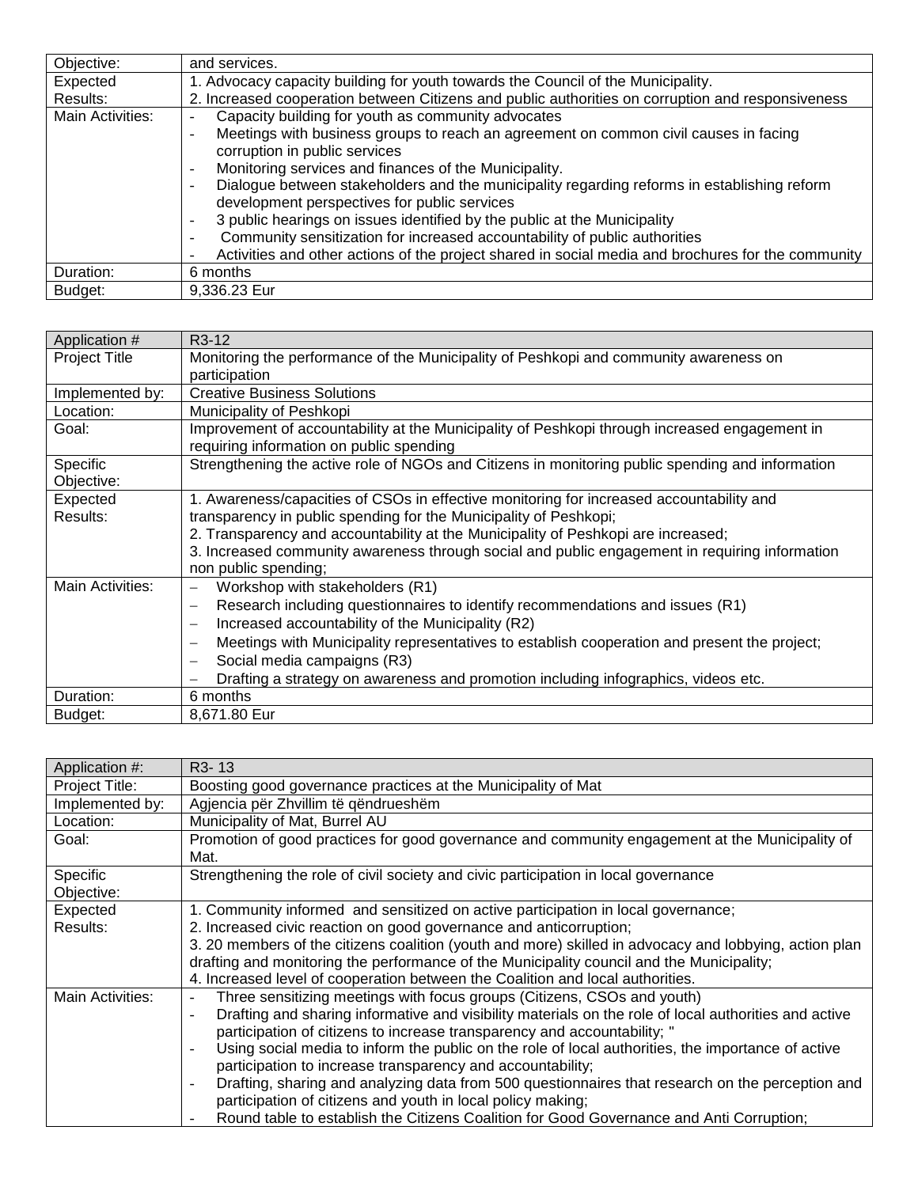| Objective: | and services. |
|---|---|
| Expected Results: | 1. Advocacy capacity building for youth towards the Council of the Municipality.<br>2. Increased cooperation between Citizens and public authorities on corruption and responsiveness |
| Main Activities: | - Capacity building for youth as community advocates<br>- Meetings with business groups to reach an agreement on common civil causes in facing corruption in public services<br>- Monitoring services and finances of the Municipality.<br>- Dialogue between stakeholders and the municipality regarding reforms in establishing reform development perspectives for public services<br>- 3 public hearings on issues identified by the public at the Municipality<br>- Community sensitization for increased accountability of public authorities<br>- Activities and other actions of the project shared in social media and brochures for the community |
| Duration: | 6 months |
| Budget: | 9,336.23 Eur |

| Application # | R3-12 |
|---|---|
| Project Title | Monitoring the performance of the Municipality of Peshkopi and community awareness on participation |
| Implemented by: | Creative Business Solutions |
| Location: | Municipality of Peshkopi |
| Goal: | Improvement of accountability at the Municipality of Peshkopi through increased engagement in requiring information on public spending |
| Specific Objective: | Strengthening the active role of NGOs and Citizens in monitoring public spending and information |
| Expected Results: | 1. Awareness/capacities of CSOs in effective monitoring for increased accountability and transparency in public spending for the Municipality of Peshkopi;<br>2. Transparency and accountability at the Municipality of Peshkopi are increased;<br>3. Increased community awareness through social and public engagement in requiring information non public spending; |
| Main Activities: | – Workshop with stakeholders (R1)<br>– Research including questionnaires to identify recommendations and issues (R1)<br>– Increased accountability of the Municipality (R2)<br>– Meetings with Municipality representatives to establish cooperation and present the project;<br>– Social media campaigns (R3)<br>– Drafting a strategy on awareness and promotion including infographics, videos etc. |
| Duration: | 6 months |
| Budget: | 8,671.80 Eur |

| Application #: | R3- 13 |
|---|---|
| Project Title: | Boosting good governance practices at the Municipality of Mat |
| Implemented by: | Agjencia për Zhvillim të qëndrueshëm |
| Location: | Municipality of Mat, Burrel AU |
| Goal: | Promotion of good practices for good governance and community engagement at the Municipality of Mat. |
| Specific Objective: | Strengthening the role of civil society and civic participation in local governance |
| Expected Results: | 1. Community informed and sensitized on active participation in local governance;<br>2. Increased civic reaction on good governance and anticorruption;<br>3. 20 members of the citizens coalition (youth and more) skilled in advocacy and lobbying, action plan drafting and monitoring the performance of the Municipality council and the Municipality;<br>4. Increased level of cooperation between the Coalition and local authorities. |
| Main Activities: | - Three sensitizing meetings with focus groups (Citizens, CSOs and youth)<br>- Drafting and sharing informative and visibility materials on the role of local authorities and active participation of citizens to increase transparency and accountability; "<br>- Using social media to inform the public on the role of local authorities, the importance of active participation to increase transparency and accountability;<br>- Drafting, sharing and analyzing data from 500 questionnaires that research on the perception and participation of citizens and youth in local policy making;<br>- Round table to establish the Citizens Coalition for Good Governance and Anti Corruption; |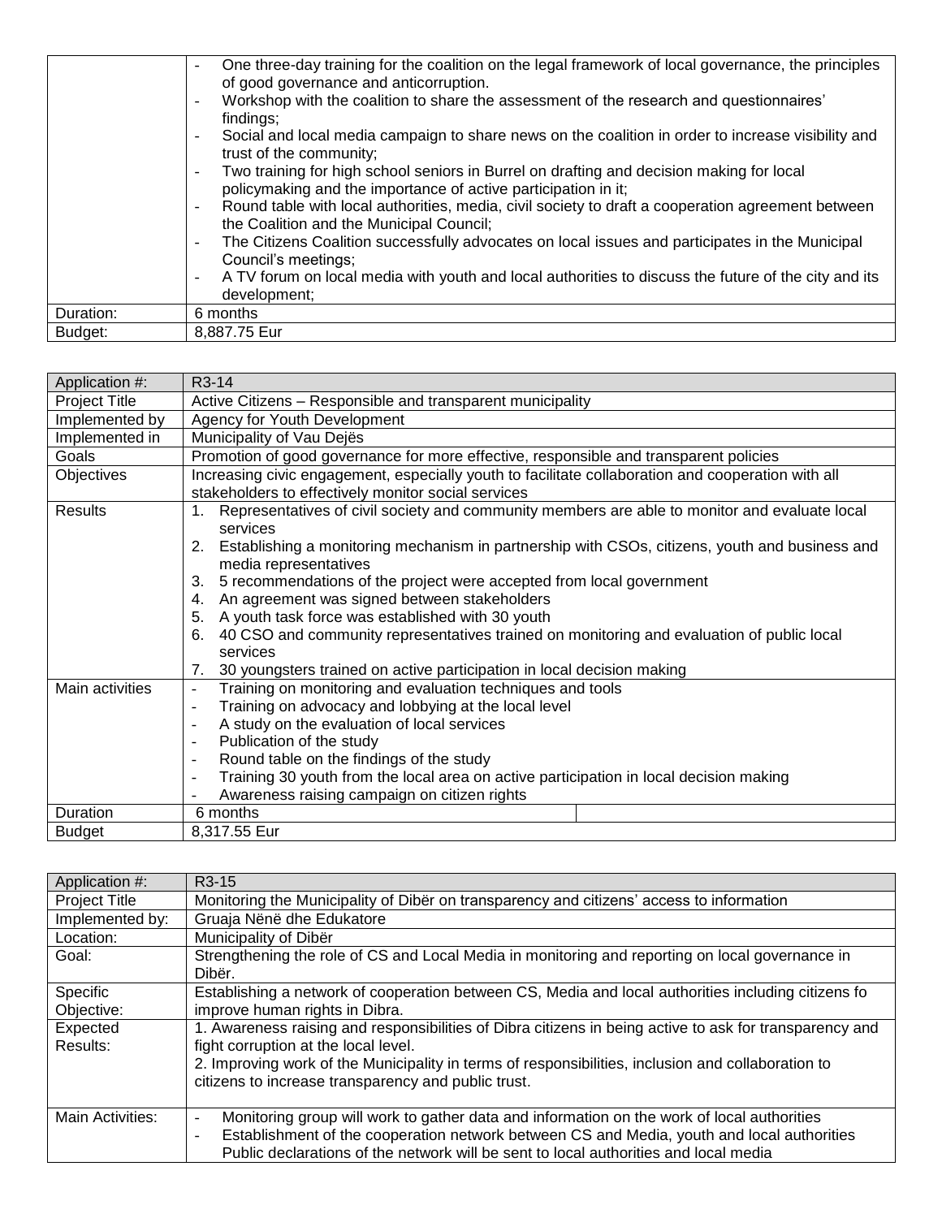| | |
|---|---|
| | - One three-day training for the coalition on the legal framework of local governance, the principles of good governance and anticorruption.<br>- Workshop with the coalition to share the assessment of the research and questionnaires' findings;<br>- Social and local media campaign to share news on the coalition in order to increase visibility and trust of the community;<br>- Two training for high school seniors in Burrel on drafting and decision making for local policymaking and the importance of active participation in it;<br>- Round table with local authorities, media, civil society to draft a cooperation agreement between the Coalition and the Municipal Council;<br>- The Citizens Coalition successfully advocates on local issues and participates in the Municipal Council's meetings;<br>- A TV forum on local media with youth and local authorities to discuss the future of the city and its development; |
| Duration: | 6 months |
| Budget: | 8,887.75 Eur |

| Application #: | R3-14 |
|---|---|
| Project Title | Active Citizens – Responsible and transparent municipality |
| Implemented by | Agency for Youth Development |
| Implemented in | Municipality of Vau Dejës |
| Goals | Promotion of good governance for more effective, responsible and transparent policies |
| Objectives | Increasing civic engagement, especially youth to facilitate collaboration and cooperation with all stakeholders to effectively monitor social services |
| Results | 1. Representatives of civil society and community members are able to monitor and evaluate local services<br>2. Establishing a monitoring mechanism in partnership with CSOs, citizens, youth and business and media representatives<br>3. 5 recommendations of the project were accepted from local government<br>4. An agreement was signed between stakeholders<br>5. A youth task force was established with 30 youth<br>6. 40 CSO and community representatives trained on monitoring and evaluation of public local services<br>7. 30 youngsters trained on active participation in local decision making |
| Main activities | - Training on monitoring and evaluation techniques and tools<br>- Training on advocacy and lobbying at the local level<br>- A study on the evaluation of local services<br>- Publication of the study<br>- Round table on the findings of the study<br>- Training 30 youth from the local area on active participation in local decision making<br>- Awareness raising campaign on citizen rights |
| Duration | 6 months |
| Budget | 8,317.55 Eur |

| Application #: | R3-15 |
|---|---|
| Project Title | Monitoring the Municipality of Dibër on transparency and citizens' access to information |
| Implemented by: | Gruaja Nënë dhe Edukatore |
| Location: | Municipality of Dibër |
| Goal: | Strengthening the role of CS and Local Media in monitoring and reporting on local governance in Dibër. |
| Specific Objective: | Establishing a network of cooperation between CS, Media and local authorities including citizens fo improve human rights in Dibra. |
| Expected Results: | 1. Awareness raising and responsibilities of Dibra citizens in being active to ask for transparency and fight corruption at the local level.<br>2. Improving work of the Municipality in terms of responsibilities, inclusion and collaboration to citizens to increase transparency and public trust. |
| Main Activities: | - Monitoring group will work to gather data and information on the work of local authorities<br>- Establishment of the cooperation network between CS and Media, youth and local authorities Public declarations of the network will be sent to local authorities and local media |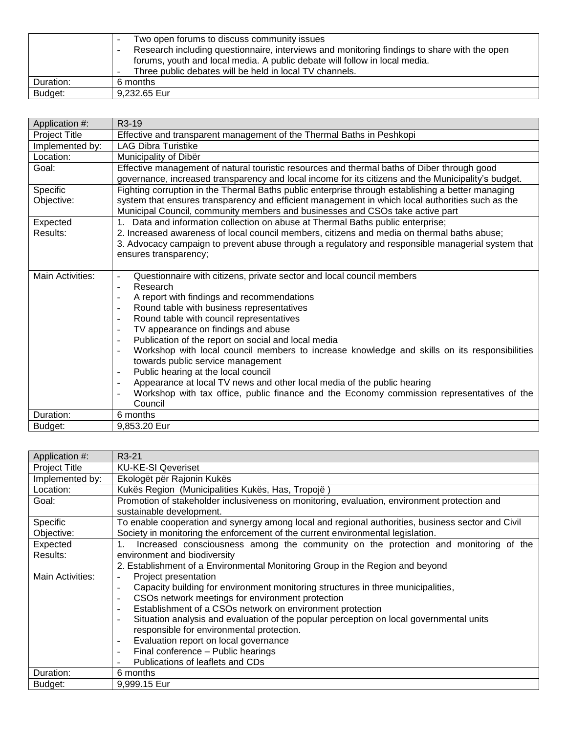| | |
|---|---|
| | - Two open forums to discuss community issues<br>- Research including questionnaire, interviews and monitoring findings to share with the open forums, youth and local media. A public debate will follow in local media.<br>- Three public debates will be held in local TV channels. |
| Duration: | 6 months |
| Budget: | 9,232.65 Eur |

| Application #: | R3-19 |
|---|---|
| Project Title | Effective and transparent management of the Thermal Baths in Peshkopi |
| Implemented by: | LAG Dibra Turistike |
| Location: | Municipality of Dibër |
| Goal: | Effective management of natural touristic resources and thermal baths of Diber through good governance, increased transparency and local income for its citizens and the Municipality's budget. |
| Specific Objective: | Fighting corruption in the Thermal Baths public enterprise through establishing a better managing system that ensures transparency and efficient management in which local authorities such as the Municipal Council, community members and businesses and CSOs take active part |
| Expected Results: | 1. Data and information collection on abuse at Thermal Baths public enterprise;<br>2. Increased awareness of local council members, citizens and media on thermal baths abuse;<br>3. Advocacy campaign to prevent abuse through a regulatory and responsible managerial system that ensures transparency; |
| Main Activities: | - Questionnaire with citizens, private sector and local council members<br>- Research<br>- A report with findings and recommendations<br>- Round table with business representatives<br>- Round table with council representatives<br>- TV appearance on findings and abuse<br>- Publication of the report on social and local media<br>- Workshop with local council members to increase knowledge and skills on its responsibilities towards public service management<br>- Public hearing at the local council<br>- Appearance at local TV news and other local media of the public hearing<br>- Workshop with tax office, public finance and the Economy commission representatives of the Council |
| Duration: | 6 months |
| Budget: | 9,853.20 Eur |

| Application #: | R3-21 |
|---|---|
| Project Title | KU-KE-SI Qeveriset |
| Implemented by: | Ekologët për Rajonin Kukës |
| Location: | Kukës Region (Municipalities Kukës, Has, Tropojë ) |
| Goal: | Promotion of stakeholder inclusiveness on monitoring, evaluation, environment protection and sustainable development. |
| Specific Objective: | To enable cooperation and synergy among local and regional authorities, business sector and Civil Society in monitoring the enforcement of the current environmental legislation. |
| Expected Results: | 1. Increased consciousness among the community on the protection and monitoring of the environment and biodiversity<br>2. Establishment of a Environmental Monitoring Group in the Region and beyond |
| Main Activities: | - Project presentation<br>- Capacity building for environment monitoring structures in three municipalities,<br>- CSOs network meetings for environment protection<br>- Establishment of a CSOs network on environment protection<br>- Situation analysis and evaluation of the popular perception on local governmental units responsible for environmental protection.<br>- Evaluation report on local governance<br>- Final conference – Public hearings<br>- Publications of leaflets and CDs |
| Duration: | 6 months |
| Budget: | 9,999.15 Eur |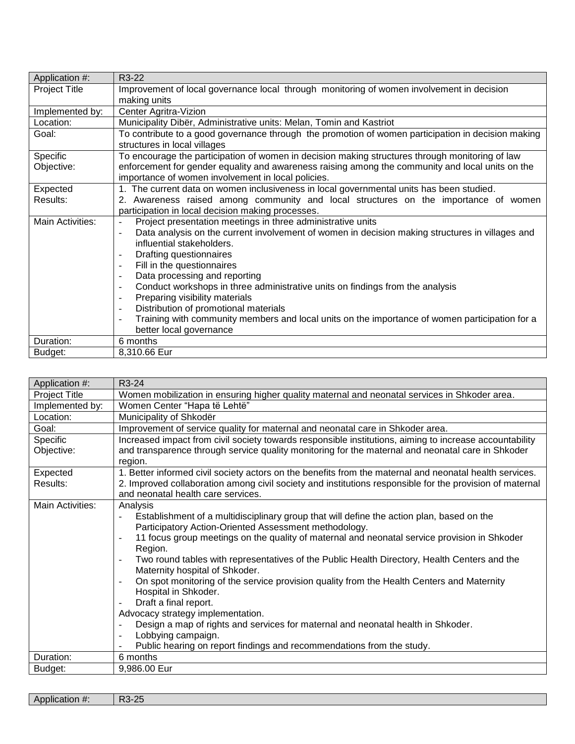| Application #: | R3-22 |
|---|---|
| Project Title | Improvement of local governance local through monitoring of women involvement in decision making units |
| Implemented by: | Center Agritra-Vizion |
| Location: | Municipality Dibër, Administrative units: Melan, Tomin and Kastriot |
| Goal: | To contribute to a good governance through the promotion of women participation in decision making structures in local villages |
| Specific Objective: | To encourage the participation of women in decision making structures through monitoring of law enforcement for gender equality and awareness raising among the community and local units on the importance of women involvement in local policies. |
| Expected Results: | 1. The current data on women inclusiveness in local governmental units has been studied.<br>2. Awareness raised among community and local structures on the importance of women participation in local decision making processes. |
| Main Activities: | - Project presentation meetings in three administrative units<br>- Data analysis on the current involvement of women in decision making structures in villages and influential stakeholders.<br>- Drafting questionnaires<br>- Fill in the questionnaires<br>- Data processing and reporting<br>- Conduct workshops in three administrative units on findings from the analysis<br>- Preparing visibility materials<br>- Distribution of promotional materials<br>- Training with community members and local units on the importance of women participation for a better local governance |
| Duration: | 6 months |
| Budget: | 8,310.66 Eur |

| Application #: | R3-24 |
|---|---|
| Project Title | Women mobilization in ensuring higher quality maternal and neonatal services in Shkoder area. |
| Implemented by: | Women Center "Hapa të Lehtë" |
| Location: | Municipality of Shkodër |
| Goal: | Improvement of service quality for maternal and neonatal care in Shkoder area. |
| Specific Objective: | Increased impact from civil society towards responsible institutions, aiming to increase accountability and transparence through service quality monitoring for the maternal and neonatal care in Shkoder region. |
| Expected Results: | 1. Better informed civil society actors on the benefits from the maternal and neonatal health services.<br>2. Improved collaboration among civil society and institutions responsible for the provision of maternal and neonatal health care services. |
| Main Activities: | Analysis<br>- Establishment of a multidisciplinary group that will define the action plan, based on the Participatory Action-Oriented Assessment methodology.<br>- 11 focus group meetings on the quality of maternal and neonatal service provision in Shkoder Region.<br>- Two round tables with representatives of the Public Health Directory, Health Centers and the Maternity hospital of Shkoder.<br>- On spot monitoring of the service provision quality from the Health Centers and Maternity Hospital in Shkoder.<br>- Draft a final report.<br>Advocacy strategy implementation.<br>- Design a map of rights and services for maternal and neonatal health in Shkoder.<br>- Lobbying campaign.<br>- Public hearing on report findings and recommendations from the study. |
| Duration: | 6 months |
| Budget: | 9,986.00 Eur |

| Application #: | R3-25 |
|---|---|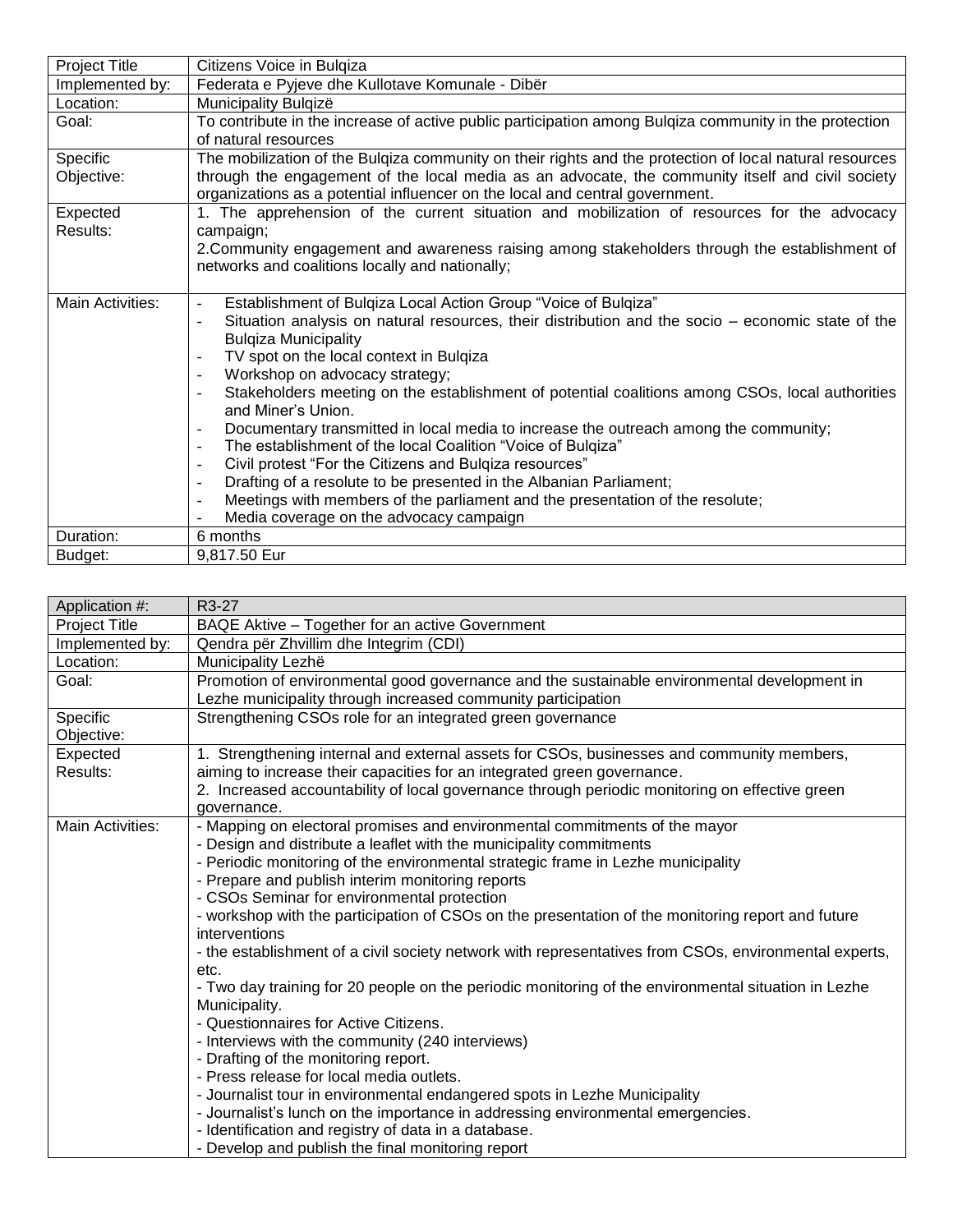| Project Title | Citizens Voice in Bulqiza |
|---|---|
| Implemented by: | Federata e Pyjeve dhe Kullotave Komunale - Dibër |
| Location: | Municipality Bulqizë |
| Goal: | To contribute in the increase of active public participation among Bulqiza community in the protection of natural resources |
| Specific Objective: | The mobilization of the Bulqiza community on their rights and the protection of local natural resources through the engagement of the local media as an advocate, the community itself and civil society organizations as a potential influencer on the local and central government. |
| Expected Results: | 1. The apprehension of the current situation and mobilization of resources for the advocacy campaign;<br>2.Community engagement and awareness raising among stakeholders through the establishment of networks and coalitions locally and nationally; |
| Main Activities: | - Establishment of Bulqiza Local Action Group "Voice of Bulqiza"<br>- Situation analysis on natural resources, their distribution and the socio – economic state of the Bulqiza Municipality<br>- TV spot on the local context in Bulqiza<br>- Workshop on advocacy strategy;<br>- Stakeholders meeting on the establishment of potential coalitions among CSOs, local authorities and Miner's Union.<br>- Documentary transmitted in local media to increase the outreach among the community;<br>- The establishment of the local Coalition "Voice of Bulqiza"<br>- Civil protest "For the Citizens and Bulqiza resources"<br>- Drafting of a resolute to be presented in the Albanian Parliament;<br>- Meetings with members of the parliament and the presentation of the resolute;<br>- Media coverage on the advocacy campaign |
| Duration: | 6 months |
| Budget: | 9,817.50 Eur |

| Application #: | R3-27 |
|---|---|
| Project Title | BAQE Aktive – Together for an active Government |
| Implemented by: | Qendra për Zhvillim dhe Integrim (CDI) |
| Location: | Municipality Lezhë |
| Goal: | Promotion of environmental good governance and the sustainable environmental development in Lezhe municipality through increased community participation |
| Specific Objective: | Strengthening CSOs role for an integrated green governance |
| Expected Results: | 1. Strengthening internal and external assets for CSOs, businesses and community members, aiming to increase their capacities for an integrated green governance.<br>2. Increased accountability of local governance through periodic monitoring on effective green governance. |
| Main Activities: | - Mapping on electoral promises and environmental commitments of the mayor<br>- Design and distribute a leaflet with the municipality commitments<br>- Periodic monitoring of the environmental strategic frame in Lezhe municipality<br>- Prepare and publish interim monitoring reports<br>- CSOs Seminar for environmental protection<br>- workshop with the participation of CSOs on the presentation of the monitoring report and future interventions<br>- the establishment of a civil society network with representatives from CSOs, environmental experts, etc.<br>- Two day training for 20 people on the periodic monitoring of the environmental situation in Lezhe Municipality.<br>- Questionnaires for Active Citizens.<br>- Interviews with the community (240 interviews)<br>- Drafting of the monitoring report.<br>- Press release for local media outlets.<br>- Journalist tour in environmental endangered spots in Lezhe Municipality<br>- Journalist's lunch on the importance in addressing environmental emergencies.<br>- Identification and registry of data in a database.<br>- Develop and publish the final monitoring report |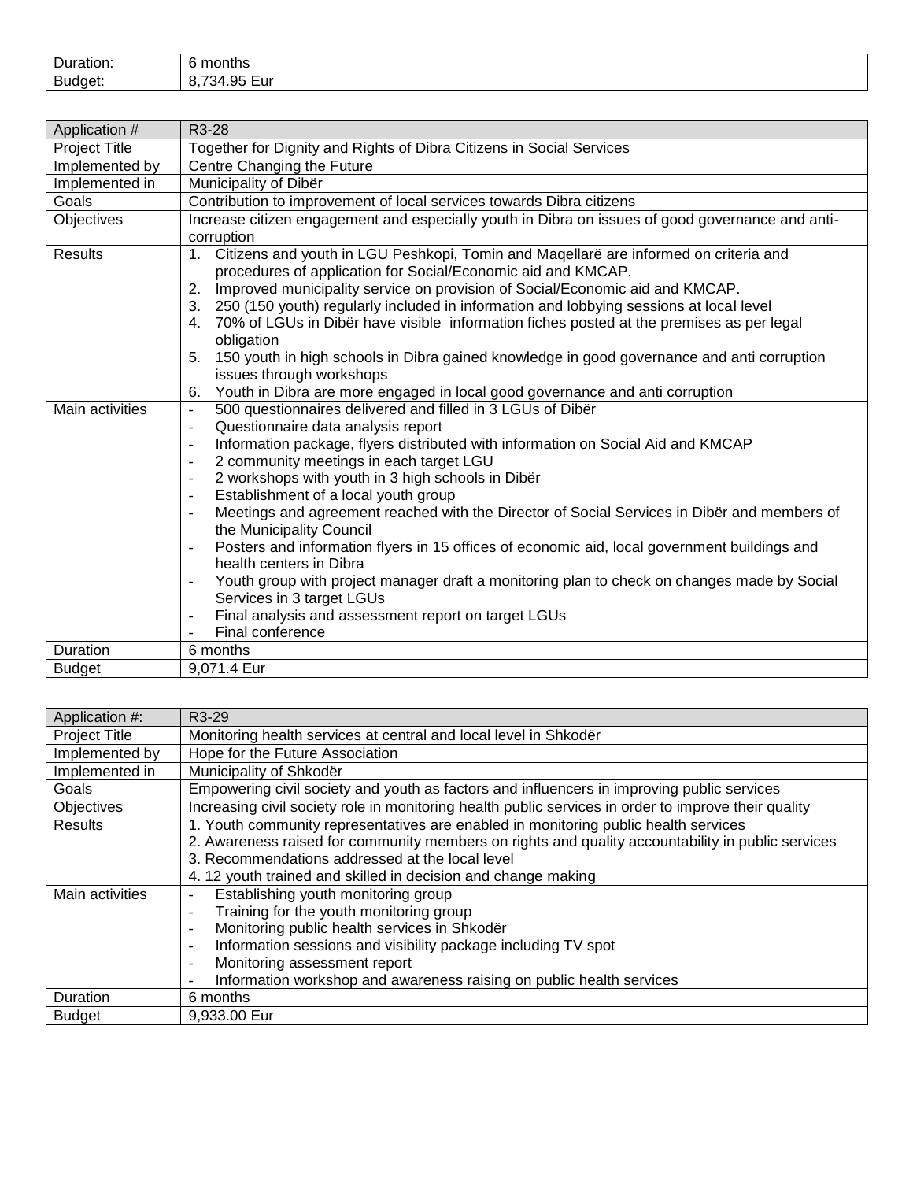| | |
|---|---|
| Duration: | 6 months |
| Budget: | 8,734.95 Eur |

| Application # | R3-28 |
|---|---|
| Project Title | Together for Dignity and Rights of Dibra Citizens in Social Services |
| Implemented by | Centre Changing the Future |
| Implemented in | Municipality of Dibër |
| Goals | Contribution to improvement of local services towards Dibra citizens |
| Objectives | Increase citizen engagement and especially youth in Dibra on issues of good governance and anti-corruption |
| Results | 1. Citizens and youth in LGU Peshkopi, Tomin and Maqellarë are informed on criteria and procedures of application for Social/Economic aid and KMCAP.<br>2. Improved municipality service on provision of Social/Economic aid and KMCAP.<br>3. 250 (150 youth) regularly included in information and lobbying sessions at local level<br>4. 70% of LGUs in Dibër have visible information fiches posted at the premises as per legal obligation<br>5. 150 youth in high schools in Dibra gained knowledge in good governance and anti corruption issues through workshops<br>6. Youth in Dibra are more engaged in local good governance and anti corruption |
| Main activities | - 500 questionnaires delivered and filled in 3 LGUs of Dibër<br>- Questionnaire data analysis report<br>- Information package, flyers distributed with information on Social Aid and KMCAP<br>- 2 community meetings in each target LGU<br>- 2 workshops with youth in 3 high schools in Dibër<br>- Establishment of a local youth group<br>- Meetings and agreement reached with the Director of Social Services in Dibër and members of the Municipality Council<br>- Posters and information flyers in 15 offices of economic aid, local government buildings and health centers in Dibra<br>- Youth group with project manager draft a monitoring plan to check on changes made by Social Services in 3 target LGUs<br>- Final analysis and assessment report on target LGUs<br>- Final conference |
| Duration | 6 months |
| Budget | 9,071.4 Eur |

| Application #: | R3-29 |
|---|---|
| Project Title | Monitoring health services at central and local level in Shkodër |
| Implemented by | Hope for the Future Association |
| Implemented in | Municipality of Shkodër |
| Goals | Empowering civil society and youth as factors and influencers in improving public services |
| Objectives | Increasing civil society role in monitoring health public services in order to improve their quality |
| Results | 1. Youth community representatives are enabled in monitoring public health services<br>2. Awareness raised for community members on rights and quality accountability in public services<br>3. Recommendations addressed at the local level<br>4. 12 youth trained and skilled in decision and change making |
| Main activities | - Establishing youth monitoring group<br>- Training for the youth monitoring group<br>- Monitoring public health services in Shkodër<br>- Information sessions and visibility package including TV spot<br>- Monitoring assessment report<br>- Information workshop and awareness raising on public health services |
| Duration | 6 months |
| Budget | 9,933.00 Eur |